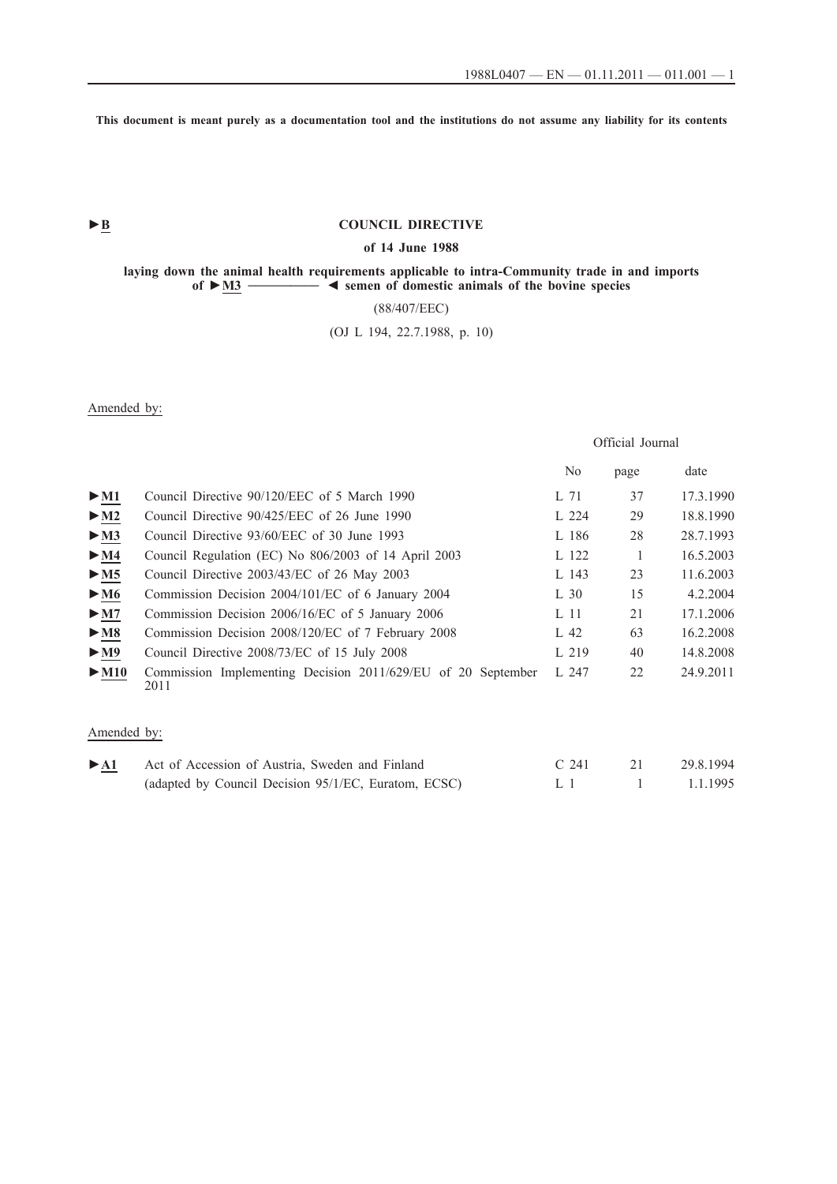This document is meant purely as a documentation tool and the institutions do not assume any liability for its contents

►B

**COUNCIL DIRECTIVE**

**of 14 June 1988**

**laying down the animal health requirements applicable to intra-Community trade in and imports of ►M3 —————— ◄ semen of domestic animals of the bovine species**

(88/407/EEC)

(OJ L 194, 22.7.1988, p. 10)

Amended by:

| | | Official Journal | | |
|---|---|---|---|---|
| | | No | page | date |
| ►M1 | Council Directive 90/120/EEC of 5 March 1990 | L 71 | 37 | 17.3.1990 |
| ►M2 | Council Directive 90/425/EEC of 26 June 1990 | L 224 | 29 | 18.8.1990 |
| ►M3 | Council Directive 93/60/EEC of 30 June 1993 | L 186 | 28 | 28.7.1993 |
| ►M4 | Council Regulation (EC) No 806/2003 of 14 April 2003 | L 122 | 1 | 16.5.2003 |
| ►M5 | Council Directive 2003/43/EC of 26 May 2003 | L 143 | 23 | 11.6.2003 |
| ►M6 | Commission Decision 2004/101/EC of 6 January 2004 | L 30 | 15 | 4.2.2004 |
| ►M7 | Commission Decision 2006/16/EC of 5 January 2006 | L 11 | 21 | 17.1.2006 |
| ►M8 | Commission Decision 2008/120/EC of 7 February 2008 | L 42 | 63 | 16.2.2008 |
| ►M9 | Council Directive 2008/73/EC of 15 July 2008 | L 219 | 40 | 14.8.2008 |
| ►M10 | Commission Implementing Decision 2011/629/EU of 20 September 2011 | L 247 | 22 | 24.9.2011 |

Amended by:

| | | | | |
|---|---|---|---|---|
| ►A1 | Act of Accession of Austria, Sweden and Finland | C 241 | 21 | 29.8.1994 |
| | (adapted by Council Decision 95/1/EC, Euratom, ECSC) | L 1 | 1 | 1.1.1995 |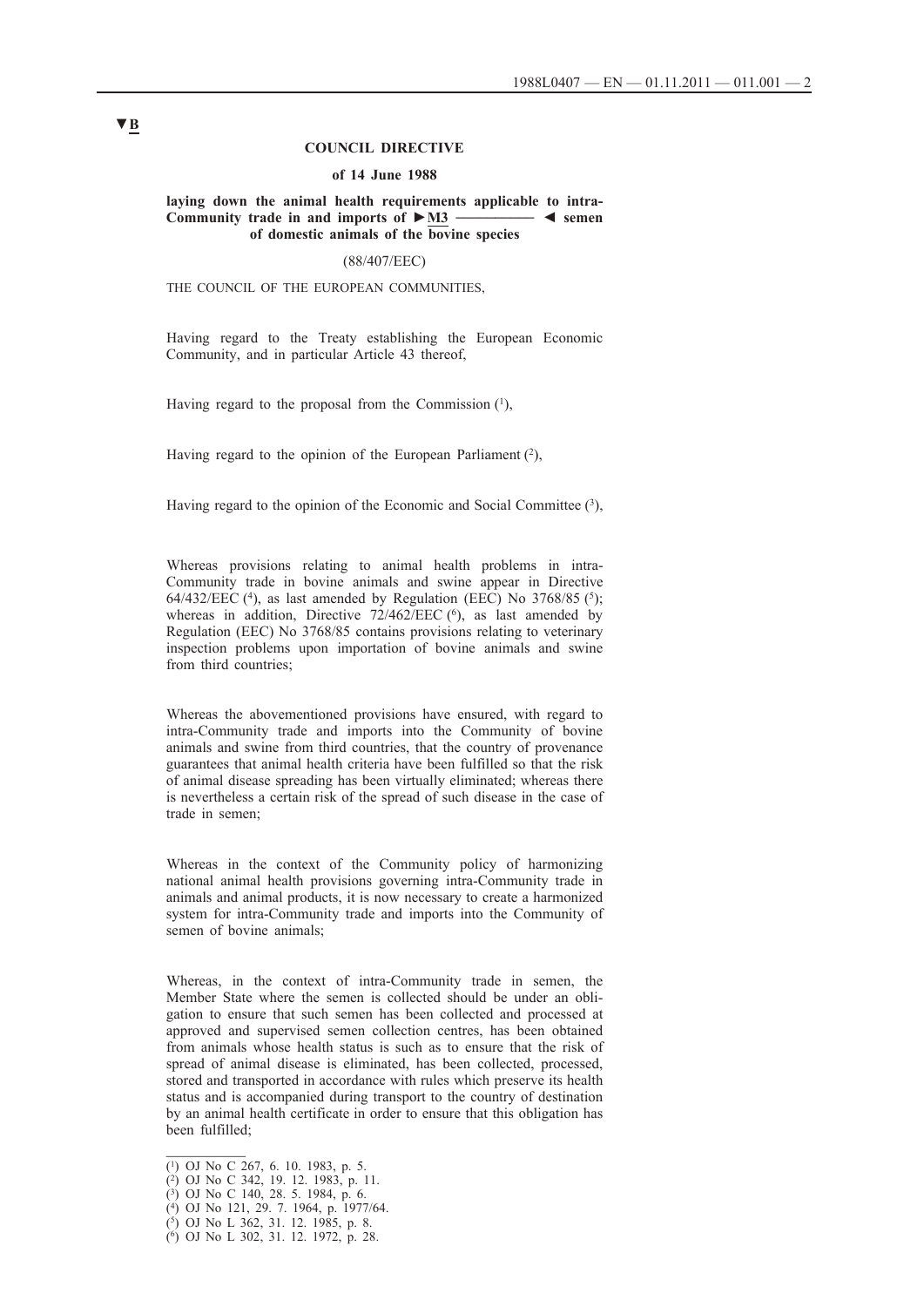▼B

**COUNCIL DIRECTIVE**

**of 14 June 1988**

**laying down the animal health requirements applicable to intra-Community trade in and imports of ►M3 ———— ◄ semen of domestic animals of the bovine species**

(88/407/EEC)

THE COUNCIL OF THE EUROPEAN COMMUNITIES,

Having regard to the Treaty establishing the European Economic Community, and in particular Article 43 thereof,

Having regard to the proposal from the Commission [1],

Having regard to the opinion of the European Parliament [2],

Having regard to the opinion of the Economic and Social Committee [3],

Whereas provisions relating to animal health problems in intra-Community trade in bovine animals and swine appear in Directive 64/432/EEC [4], as last amended by Regulation (EEC) No 3768/85 [5]; whereas in addition, Directive 72/462/EEC [6], as last amended by Regulation (EEC) No 3768/85 contains provisions relating to veterinary inspection problems upon importation of bovine animals and swine from third countries;

Whereas the abovementioned provisions have ensured, with regard to intra-Community trade and imports into the Community of bovine animals and swine from third countries, that the country of provenance guarantees that animal health criteria have been fulfilled so that the risk of animal disease spreading has been virtually eliminated; whereas there is nevertheless a certain risk of the spread of such disease in the case of trade in semen;

Whereas in the context of the Community policy of harmonizing national animal health provisions governing intra-Community trade in animals and animal products, it is now necessary to create a harmonized system for intra-Community trade and imports into the Community of semen of bovine animals;

Whereas, in the context of intra-Community trade in semen, the Member State where the semen is collected should be under an obligation to ensure that such semen has been collected and processed at approved and supervised semen collection centres, has been obtained from animals whose health status is such as to ensure that the risk of spread of animal disease is eliminated, has been collected, processed, stored and transported in accordance with rules which preserve its health status and is accompanied during transport to the country of destination by an animal health certificate in order to ensure that this obligation has been fulfilled;

---

[1] OJ No C 267, 6. 10. 1983, p. 5.

[2] OJ No C 342, 19. 12. 1983, p. 11.

[3] OJ No C 140, 28. 5. 1984, p. 6.

[4] OJ No 121, 29. 7. 1964, p. 1977/64.

[5] OJ No L 362, 31. 12. 1985, p. 8.

[6] OJ No L 302, 31. 12. 1972, p. 28.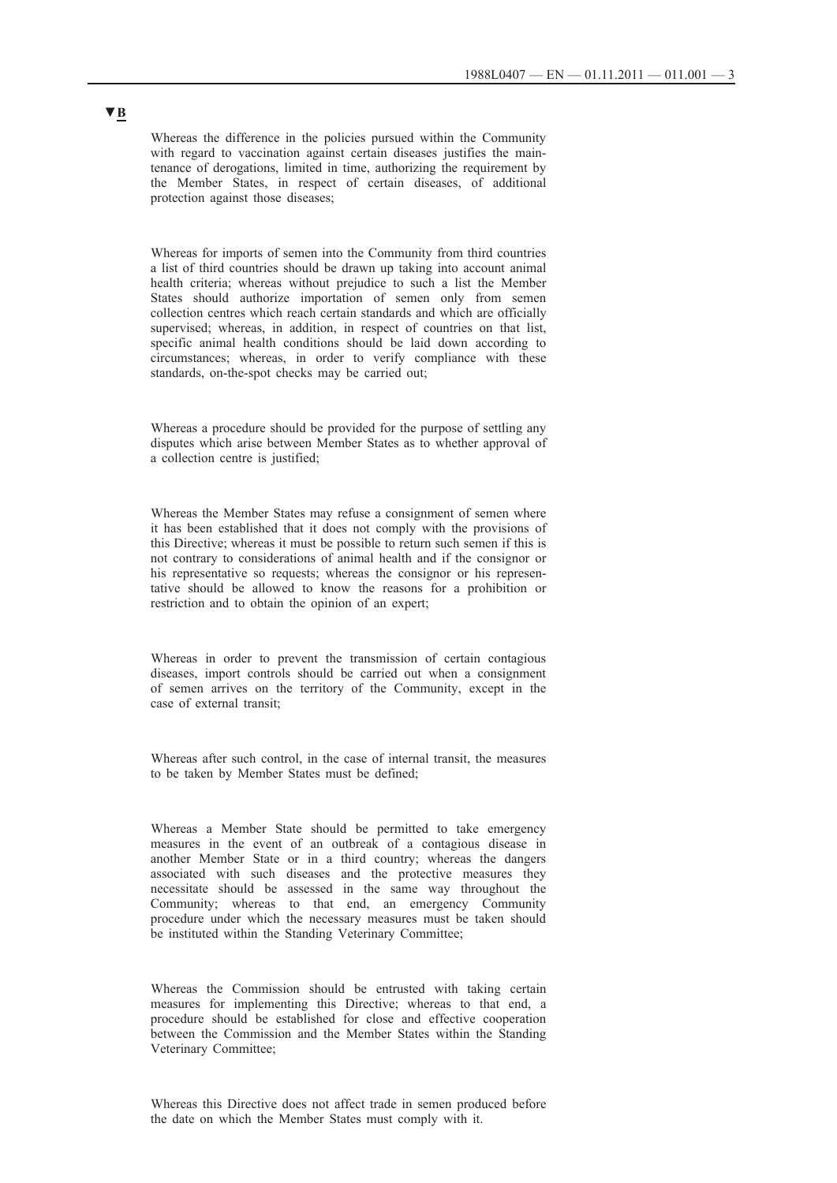▼B

Whereas the difference in the policies pursued within the Community with regard to vaccination against certain diseases justifies the maintenance of derogations, limited in time, authorizing the requirement by the Member States, in respect of certain diseases, of additional protection against those diseases;

Whereas for imports of semen into the Community from third countries a list of third countries should be drawn up taking into account animal health criteria; whereas without prejudice to such a list the Member States should authorize importation of semen only from semen collection centres which reach certain standards and which are officially supervised; whereas, in addition, in respect of countries on that list, specific animal health conditions should be laid down according to circumstances; whereas, in order to verify compliance with these standards, on-the-spot checks may be carried out;

Whereas a procedure should be provided for the purpose of settling any disputes which arise between Member States as to whether approval of a collection centre is justified;

Whereas the Member States may refuse a consignment of semen where it has been established that it does not comply with the provisions of this Directive; whereas it must be possible to return such semen if this is not contrary to considerations of animal health and if the consignor or his representative so requests; whereas the consignor or his representative should be allowed to know the reasons for a prohibition or restriction and to obtain the opinion of an expert;

Whereas in order to prevent the transmission of certain contagious diseases, import controls should be carried out when a consignment of semen arrives on the territory of the Community, except in the case of external transit;

Whereas after such control, in the case of internal transit, the measures to be taken by Member States must be defined;

Whereas a Member State should be permitted to take emergency measures in the event of an outbreak of a contagious disease in another Member State or in a third country; whereas the dangers associated with such diseases and the protective measures they necessitate should be assessed in the same way throughout the Community; whereas to that end, an emergency Community procedure under which the necessary measures must be taken should be instituted within the Standing Veterinary Committee;

Whereas the Commission should be entrusted with taking certain measures for implementing this Directive; whereas to that end, a procedure should be established for close and effective cooperation between the Commission and the Member States within the Standing Veterinary Committee;

Whereas this Directive does not affect trade in semen produced before the date on which the Member States must comply with it.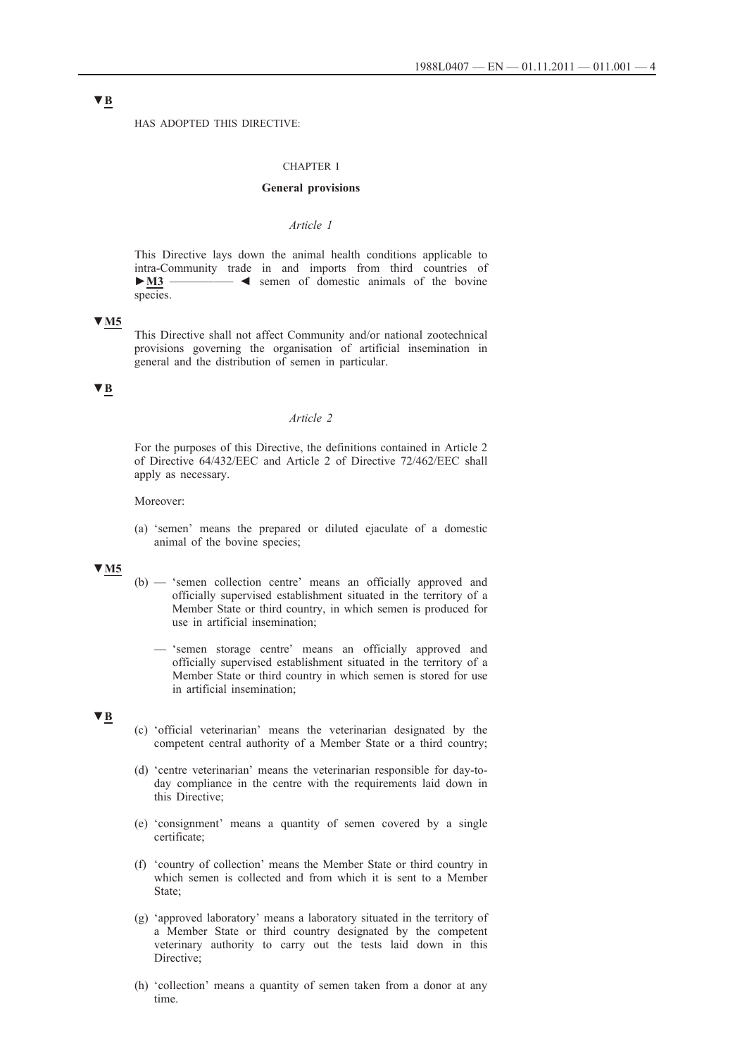▼B

HAS ADOPTED THIS DIRECTIVE:

## CHAPTER I

### General provisions

*Article 1*

This Directive lays down the animal health conditions applicable to intra-Community trade in and imports from third countries of ►M3 ————— ◄ semen of domestic animals of the bovine species.

▼M5

This Directive shall not affect Community and/or national zootechnical provisions governing the organisation of artificial insemination in general and the distribution of semen in particular.

▼B

*Article 2*

For the purposes of this Directive, the definitions contained in Article 2 of Directive 64/432/EEC and Article 2 of Directive 72/462/EEC shall apply as necessary.

Moreover:

(a) 'semen' means the prepared or diluted ejaculate of a domestic animal of the bovine species;

▼M5

(b) — 'semen collection centre' means an officially approved and officially supervised establishment situated in the territory of a Member State or third country, in which semen is produced for use in artificial insemination;

— 'semen storage centre' means an officially approved and officially supervised establishment situated in the territory of a Member State or third country in which semen is stored for use in artificial insemination;

▼B

(c) 'official veterinarian' means the veterinarian designated by the competent central authority of a Member State or a third country;

(d) 'centre veterinarian' means the veterinarian responsible for day-to-day compliance in the centre with the requirements laid down in this Directive;

(e) 'consignment' means a quantity of semen covered by a single certificate;

(f) 'country of collection' means the Member State or third country in which semen is collected and from which it is sent to a Member State;

(g) 'approved laboratory' means a laboratory situated in the territory of a Member State or third country designated by the competent veterinary authority to carry out the tests laid down in this Directive;

(h) 'collection' means a quantity of semen taken from a donor at any time.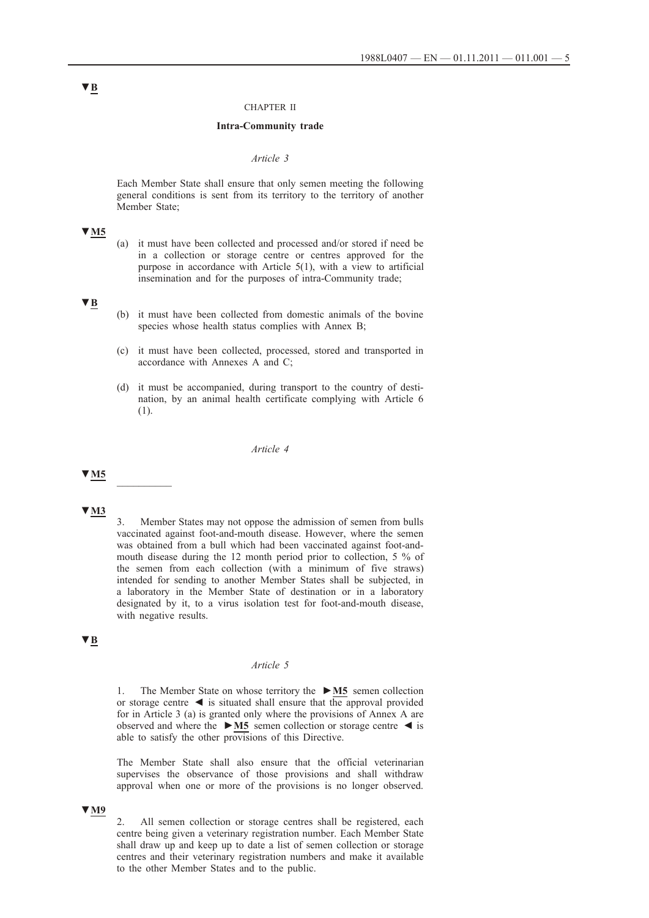▼B

CHAPTER II

**Intra-Community trade**

*Article 3*

Each Member State shall ensure that only semen meeting the following general conditions is sent from its territory to the territory of another Member State;

▼M5

(a) it must have been collected and processed and/or stored if need be in a collection or storage centre or centres approved for the purpose in accordance with Article 5(1), with a view to artificial insemination and for the purposes of intra-Community trade;

▼B

(b) it must have been collected from domestic animals of the bovine species whose health status complies with Annex B;

(c) it must have been collected, processed, stored and transported in accordance with Annexes A and C;

(d) it must be accompanied, during transport to the country of destination, by an animal health certificate complying with Article 6 (1).

*Article 4*

▼M5

__________

▼M3

3. Member States may not oppose the admission of semen from bulls vaccinated against foot-and-mouth disease. However, where the semen was obtained from a bull which had been vaccinated against foot-and-mouth disease during the 12 month period prior to collection, 5 % of the semen from each collection (with a minimum of five straws) intended for sending to another Member States shall be subjected, in a laboratory in the Member State of destination or in a laboratory designated by it, to a virus isolation test for foot-and-mouth disease, with negative results.

▼B

*Article 5*

1. The Member State on whose territory the ►M5 semen collection or storage centre ◄ is situated shall ensure that the approval provided for in Article 3 (a) is granted only where the provisions of Annex A are observed and where the ►M5 semen collection or storage centre ◄ is able to satisfy the other provisions of this Directive.

The Member State shall also ensure that the official veterinarian supervises the observance of those provisions and shall withdraw approval when one or more of the provisions is no longer observed.

▼M9

2. All semen collection or storage centres shall be registered, each centre being given a veterinary registration number. Each Member State shall draw up and keep up to date a list of semen collection or storage centres and their veterinary registration numbers and make it available to the other Member States and to the public.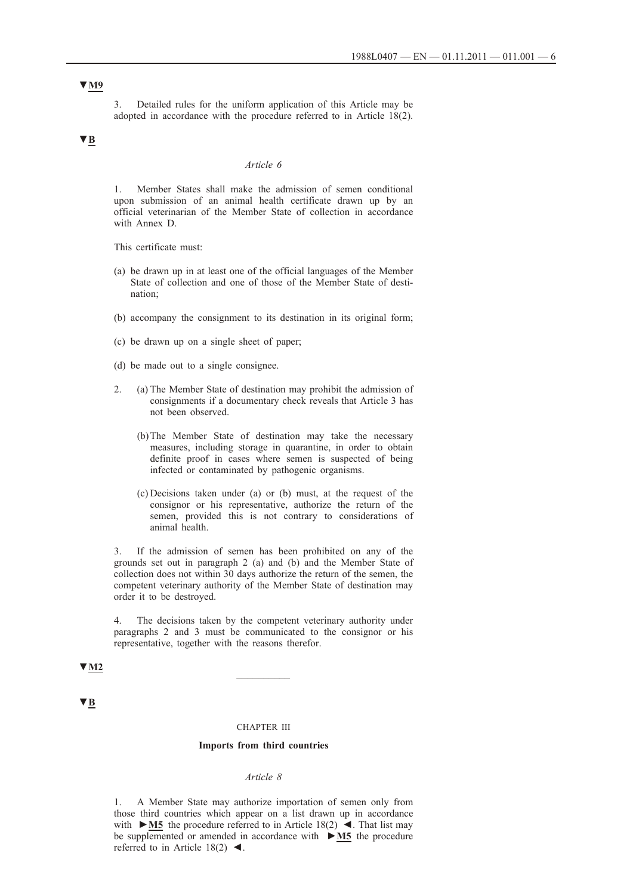▼M9

3. Detailed rules for the uniform application of this Article may be adopted in accordance with the procedure referred to in Article 18(2).

▼B

*Article 6*

1. Member States shall make the admission of semen conditional upon submission of an animal health certificate drawn up by an official veterinarian of the Member State of collection in accordance with Annex D.

This certificate must:

(a) be drawn up in at least one of the official languages of the Member State of collection and one of those of the Member State of destination;

(b) accompany the consignment to its destination in its original form;

(c) be drawn up on a single sheet of paper;

(d) be made out to a single consignee.

2. (a) The Member State of destination may prohibit the admission of consignments if a documentary check reveals that Article 3 has not been observed.

(b) The Member State of destination may take the necessary measures, including storage in quarantine, in order to obtain definite proof in cases where semen is suspected of being infected or contaminated by pathogenic organisms.

(c) Decisions taken under (a) or (b) must, at the request of the consignor or his representative, authorize the return of the semen, provided this is not contrary to considerations of animal health.

3. If the admission of semen has been prohibited on any of the grounds set out in paragraph 2 (a) and (b) and the Member State of collection does not within 30 days authorize the return of the semen, the competent veterinary authority of the Member State of destination may order it to be destroyed.

4. The decisions taken by the competent veterinary authority under paragraphs 2 and 3 must be communicated to the consignor or his representative, together with the reasons therefor.

▼M2

---

▼B

CHAPTER III

**Imports from third countries**

*Article 8*

1. A Member State may authorize importation of semen only from those third countries which appear on a list drawn up in accordance with ►M5 the procedure referred to in Article 18(2) ◄. That list may be supplemented or amended in accordance with ►M5 the procedure referred to in Article 18(2) ◄.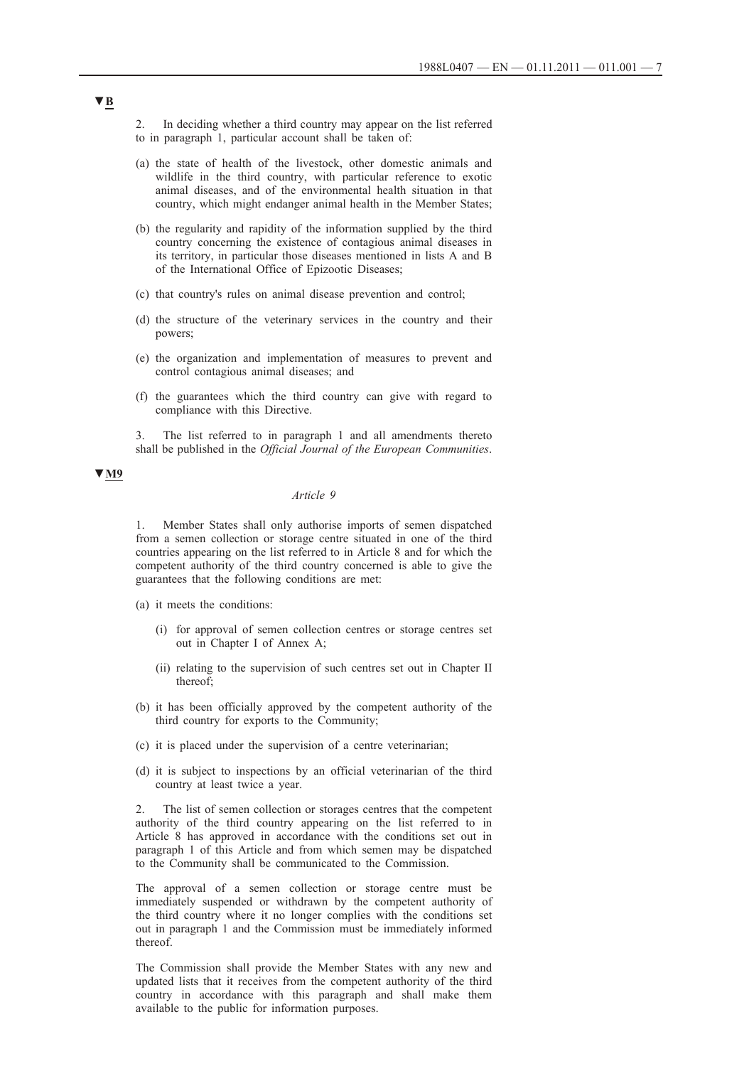▼B

2. In deciding whether a third country may appear on the list referred to in paragraph 1, particular account shall be taken of:

(a) the state of health of the livestock, other domestic animals and wildlife in the third country, with particular reference to exotic animal diseases, and of the environmental health situation in that country, which might endanger animal health in the Member States;

(b) the regularity and rapidity of the information supplied by the third country concerning the existence of contagious animal diseases in its territory, in particular those diseases mentioned in lists A and B of the International Office of Epizootic Diseases;

(c) that country's rules on animal disease prevention and control;

(d) the structure of the veterinary services in the country and their powers;

(e) the organization and implementation of measures to prevent and control contagious animal diseases; and

(f) the guarantees which the third country can give with regard to compliance with this Directive.

3. The list referred to in paragraph 1 and all amendments thereto shall be published in the *Official Journal of the European Communities*.

▼M9

*Article 9*

1. Member States shall only authorise imports of semen dispatched from a semen collection or storage centre situated in one of the third countries appearing on the list referred to in Article 8 and for which the competent authority of the third country concerned is able to give the guarantees that the following conditions are met:

(a) it meets the conditions:

   (i) for approval of semen collection centres or storage centres set out in Chapter I of Annex A;

   (ii) relating to the supervision of such centres set out in Chapter II thereof;

(b) it has been officially approved by the competent authority of the third country for exports to the Community;

(c) it is placed under the supervision of a centre veterinarian;

(d) it is subject to inspections by an official veterinarian of the third country at least twice a year.

2. The list of semen collection or storages centres that the competent authority of the third country appearing on the list referred to in Article 8 has approved in accordance with the conditions set out in paragraph 1 of this Article and from which semen may be dispatched to the Community shall be communicated to the Commission.

The approval of a semen collection or storage centre must be immediately suspended or withdrawn by the competent authority of the third country where it no longer complies with the conditions set out in paragraph 1 and the Commission must be immediately informed thereof.

The Commission shall provide the Member States with any new and updated lists that it receives from the competent authority of the third country in accordance with this paragraph and shall make them available to the public for information purposes.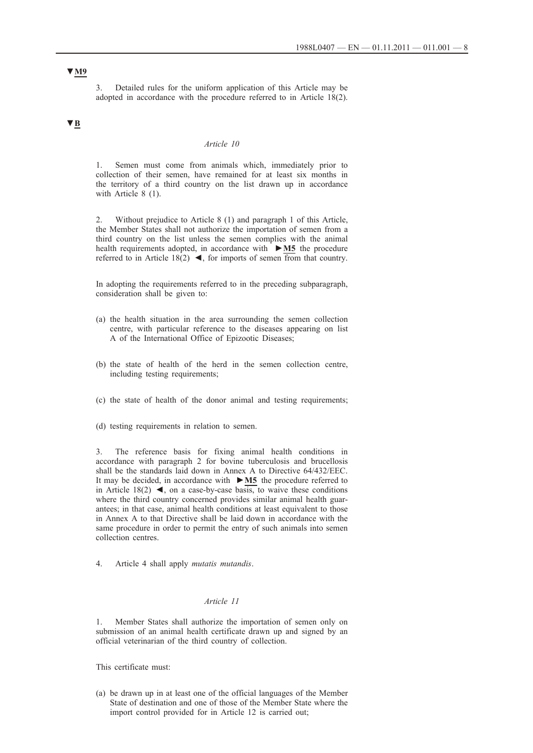▼M9

3. Detailed rules for the uniform application of this Article may be adopted in accordance with the procedure referred to in Article 18(2).

▼B

*Article 10*

1. Semen must come from animals which, immediately prior to collection of their semen, have remained for at least six months in the territory of a third country on the list drawn up in accordance with Article 8 (1).

2. Without prejudice to Article 8 (1) and paragraph 1 of this Article, the Member States shall not authorize the importation of semen from a third country on the list unless the semen complies with the animal health requirements adopted, in accordance with ►M5 the procedure referred to in Article 18(2) ◄, for imports of semen from that country.

In adopting the requirements referred to in the preceding subparagraph, consideration shall be given to:

(a) the health situation in the area surrounding the semen collection centre, with particular reference to the diseases appearing on list A of the International Office of Epizootic Diseases;

(b) the state of health of the herd in the semen collection centre, including testing requirements;

(c) the state of health of the donor animal and testing requirements;

(d) testing requirements in relation to semen.

3. The reference basis for fixing animal health conditions in accordance with paragraph 2 for bovine tuberculosis and brucellosis shall be the standards laid down in Annex A to Directive 64/432/EEC. It may be decided, in accordance with ►M5 the procedure referred to in Article 18(2) ◄, on a case-by-case basis, to waive these conditions where the third country concerned provides similar animal health guarantees; in that case, animal health conditions at least equivalent to those in Annex A to that Directive shall be laid down in accordance with the same procedure in order to permit the entry of such animals into semen collection centres.

4. Article 4 shall apply *mutatis mutandis*.

*Article 11*

1. Member States shall authorize the importation of semen only on submission of an animal health certificate drawn up and signed by an official veterinarian of the third country of collection.

This certificate must:

(a) be drawn up in at least one of the official languages of the Member State of destination and one of those of the Member State where the import control provided for in Article 12 is carried out;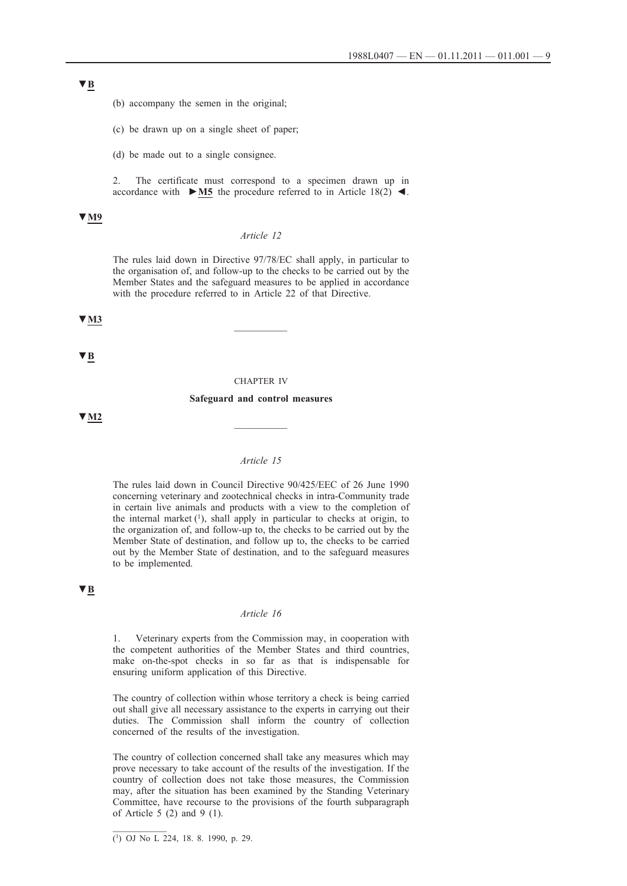▼B

(b) accompany the semen in the original;

(c) be drawn up on a single sheet of paper;

(d) be made out to a single consignee.

2. The certificate must correspond to a specimen drawn up in accordance with ►M5 the procedure referred to in Article 18(2) ◄.

▼M9

*Article 12*

The rules laid down in Directive 97/78/EC shall apply, in particular to the organisation of, and follow-up to the checks to be carried out by the Member States and the safeguard measures to be applied in accordance with the procedure referred to in Article 22 of that Directive.

▼M3

__________

▼B

CHAPTER IV

**Safeguard and control measures**

▼M2

__________

*Article 15*

The rules laid down in Council Directive 90/425/EEC of 26 June 1990 concerning veterinary and zootechnical checks in intra-Community trade in certain live animals and products with a view to the completion of the internal market [1], shall apply in particular to checks at origin, to the organization of, and follow-up to, the checks to be carried out by the Member State of destination, and follow up to, the checks to be carried out by the Member State of destination, and to the safeguard measures to be implemented.

▼B

*Article 16*

1. Veterinary experts from the Commission may, in cooperation with the competent authorities of the Member States and third countries, make on-the-spot checks in so far as that is indispensable for ensuring uniform application of this Directive.

The country of collection within whose territory a check is being carried out shall give all necessary assistance to the experts in carrying out their duties. The Commission shall inform the country of collection concerned of the results of the investigation.

The country of collection concerned shall take any measures which may prove necessary to take account of the results of the investigation. If the country of collection does not take those measures, the Commission may, after the situation has been examined by the Standing Veterinary Committee, have recourse to the provisions of the fourth subparagraph of Article 5 (2) and 9 (1).

__________

[1] OJ No L 224, 18. 8. 1990, p. 29.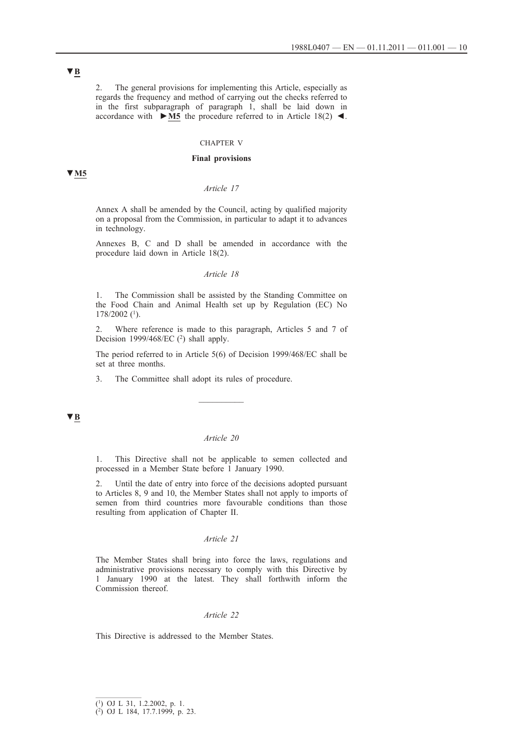▼B

2. The general provisions for implementing this Article, especially as regards the frequency and method of carrying out the checks referred to in the first subparagraph of paragraph 1, shall be laid down in accordance with ►M5 the procedure referred to in Article 18(2) ◄.

CHAPTER V

**Final provisions**

▼M5

*Article 17*

Annex A shall be amended by the Council, acting by qualified majority on a proposal from the Commission, in particular to adapt it to advances in technology.

Annexes B, C and D shall be amended in accordance with the procedure laid down in Article 18(2).

*Article 18*

1. The Commission shall be assisted by the Standing Committee on the Food Chain and Animal Health set up by Regulation (EC) No 178/2002 [1].

2. Where reference is made to this paragraph, Articles 5 and 7 of Decision 1999/468/EC [2] shall apply.

The period referred to in Article 5(6) of Decision 1999/468/EC shall be set at three months.

3. The Committee shall adopt its rules of procedure.

---

▼B

*Article 20*

1. This Directive shall not be applicable to semen collected and processed in a Member State before 1 January 1990.

2. Until the date of entry into force of the decisions adopted pursuant to Articles 8, 9 and 10, the Member States shall not apply to imports of semen from third countries more favourable conditions than those resulting from application of Chapter II.

*Article 21*

The Member States shall bring into force the laws, regulations and administrative provisions necessary to comply with this Directive by 1 January 1990 at the latest. They shall forthwith inform the Commission thereof.

*Article 22*

This Directive is addressed to the Member States.

---

(1) OJ L 31, 1.2.2002, p. 1.
(2) OJ L 184, 17.7.1999, p. 23.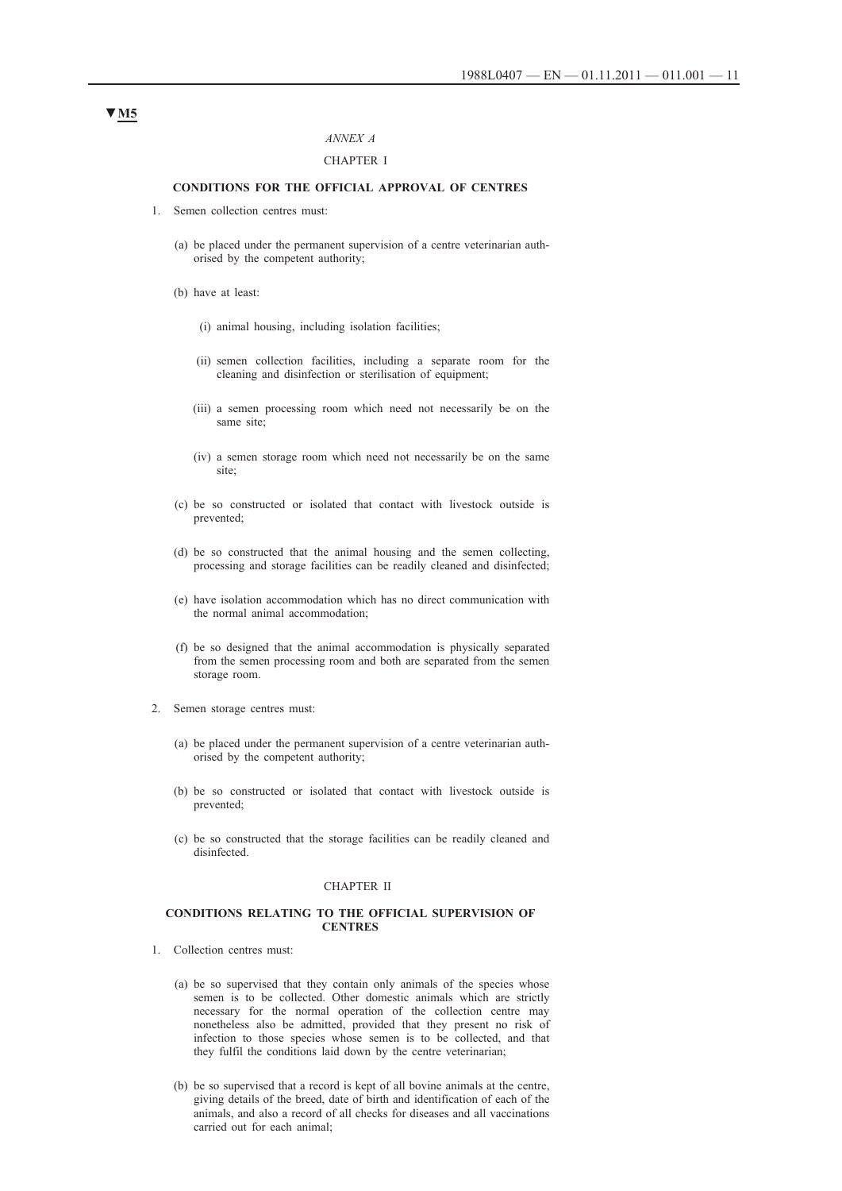▼M5

*ANNEX A*

CHAPTER I

**CONDITIONS FOR THE OFFICIAL APPROVAL OF CENTRES**

1. Semen collection centres must:

   (a) be placed under the permanent supervision of a centre veterinarian authorised by the competent authority;

   (b) have at least:

      (i) animal housing, including isolation facilities;

      (ii) semen collection facilities, including a separate room for the cleaning and disinfection or sterilisation of equipment;

      (iii) a semen processing room which need not necessarily be on the same site;

      (iv) a semen storage room which need not necessarily be on the same site;

   (c) be so constructed or isolated that contact with livestock outside is prevented;

   (d) be so constructed that the animal housing and the semen collecting, processing and storage facilities can be readily cleaned and disinfected;

   (e) have isolation accommodation which has no direct communication with the normal animal accommodation;

   (f) be so designed that the animal accommodation is physically separated from the semen processing room and both are separated from the semen storage room.

2. Semen storage centres must:

   (a) be placed under the permanent supervision of a centre veterinarian authorised by the competent authority;

   (b) be so constructed or isolated that contact with livestock outside is prevented;

   (c) be so constructed that the storage facilities can be readily cleaned and disinfected.

CHAPTER II

**CONDITIONS RELATING TO THE OFFICIAL SUPERVISION OF CENTRES**

1. Collection centres must:

   (a) be so supervised that they contain only animals of the species whose semen is to be collected. Other domestic animals which are strictly necessary for the normal operation of the collection centre may nonetheless also be admitted, provided that they present no risk of infection to those species whose semen is to be collected, and that they fulfil the conditions laid down by the centre veterinarian;

   (b) be so supervised that a record is kept of all bovine animals at the centre, giving details of the breed, date of birth and identification of each of the animals, and also a record of all checks for diseases and all vaccinations carried out for each animal;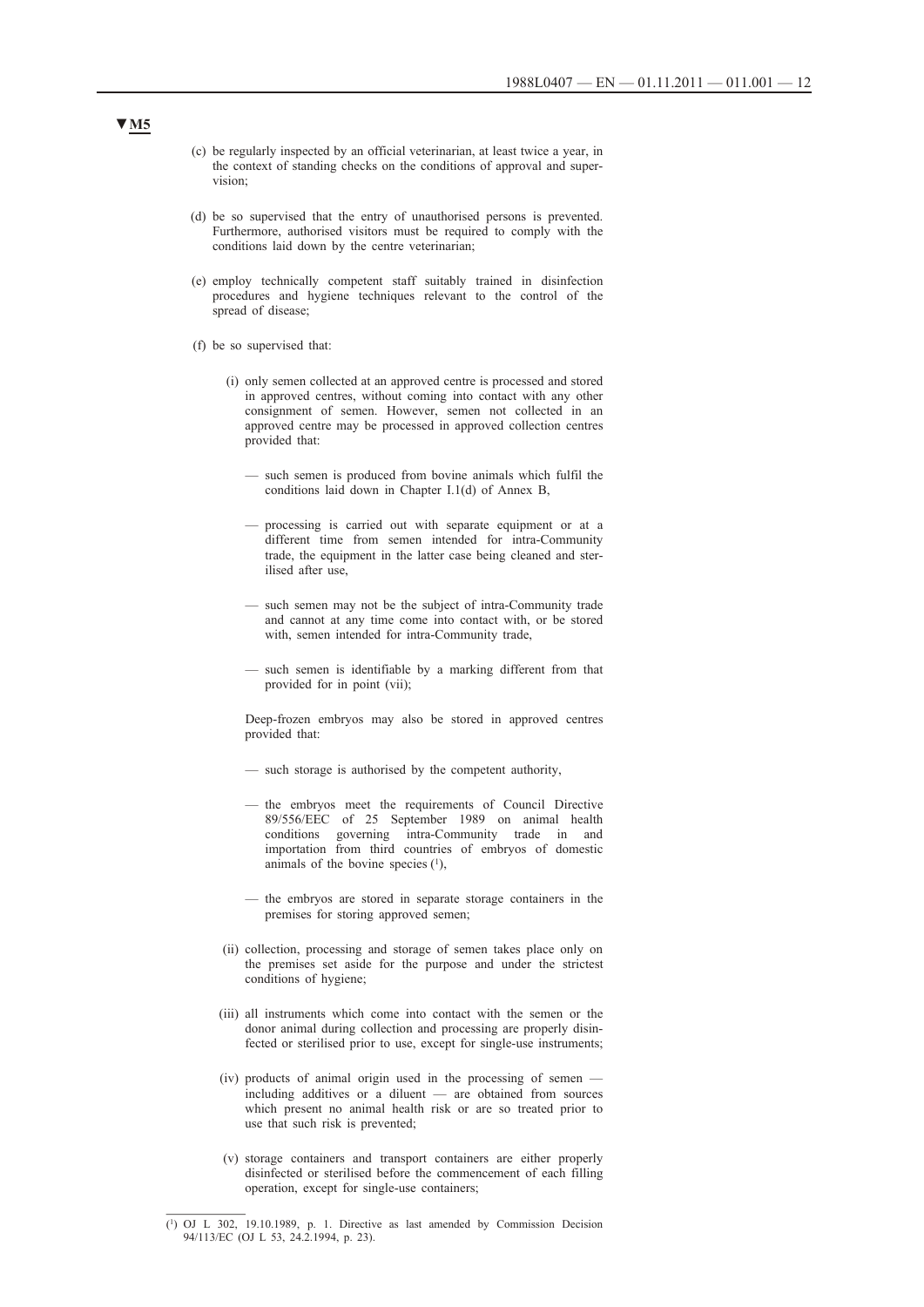▼M5

(c) be regularly inspected by an official veterinarian, at least twice a year, in the context of standing checks on the conditions of approval and supervision;

(d) be so supervised that the entry of unauthorised persons is prevented. Furthermore, authorised visitors must be required to comply with the conditions laid down by the centre veterinarian;

(e) employ technically competent staff suitably trained in disinfection procedures and hygiene techniques relevant to the control of the spread of disease;

(f) be so supervised that:

(i) only semen collected at an approved centre is processed and stored in approved centres, without coming into contact with any other consignment of semen. However, semen not collected in an approved centre may be processed in approved collection centres provided that:

— such semen is produced from bovine animals which fulfil the conditions laid down in Chapter I.1(d) of Annex B,

— processing is carried out with separate equipment or at a different time from semen intended for intra-Community trade, the equipment in the latter case being cleaned and sterilised after use,

— such semen may not be the subject of intra-Community trade and cannot at any time come into contact with, or be stored with, semen intended for intra-Community trade,

— such semen is identifiable by a marking different from that provided for in point (vii);

Deep-frozen embryos may also be stored in approved centres provided that:

— such storage is authorised by the competent authority,

— the embryos meet the requirements of Council Directive 89/556/EEC of 25 September 1989 on animal health conditions governing intra-Community trade in and importation from third countries of embryos of domestic animals of the bovine species [1],

— the embryos are stored in separate storage containers in the premises for storing approved semen;

(ii) collection, processing and storage of semen takes place only on the premises set aside for the purpose and under the strictest conditions of hygiene;

(iii) all instruments which come into contact with the semen or the donor animal during collection and processing are properly disinfected or sterilised prior to use, except for single-use instruments;

(iv) products of animal origin used in the processing of semen — including additives or a diluent — are obtained from sources which present no animal health risk or are so treated prior to use that such risk is prevented;

(v) storage containers and transport containers are either properly disinfected or sterilised before the commencement of each filling operation, except for single-use containers;

[1] OJ L 302, 19.10.1989, p. 1. Directive as last amended by Commission Decision 94/113/EC (OJ L 53, 24.2.1994, p. 23).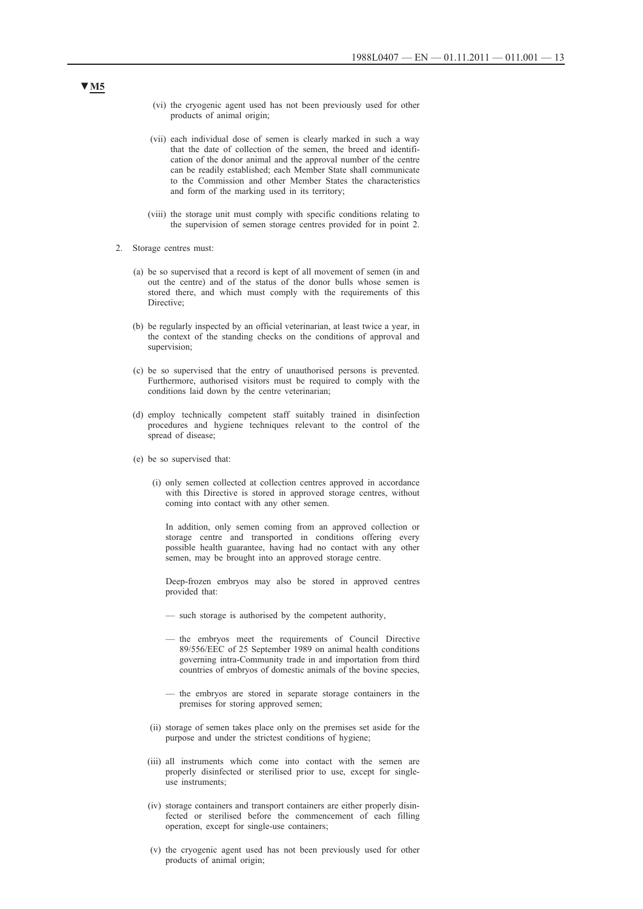**▼M5**

(vi) the cryogenic agent used has not been previously used for other products of animal origin;

(vii) each individual dose of semen is clearly marked in such a way that the date of collection of the semen, the breed and identification of the donor animal and the approval number of the centre can be readily established; each Member State shall communicate to the Commission and other Member States the characteristics and form of the marking used in its territory;

(viii) the storage unit must comply with specific conditions relating to the supervision of semen storage centres provided for in point 2.

2. Storage centres must:

(a) be so supervised that a record is kept of all movement of semen (in and out the centre) and of the status of the donor bulls whose semen is stored there, and which must comply with the requirements of this Directive;

(b) be regularly inspected by an official veterinarian, at least twice a year, in the context of the standing checks on the conditions of approval and supervision;

(c) be so supervised that the entry of unauthorised persons is prevented. Furthermore, authorised visitors must be required to comply with the conditions laid down by the centre veterinarian;

(d) employ technically competent staff suitably trained in disinfection procedures and hygiene techniques relevant to the control of the spread of disease;

(e) be so supervised that:

(i) only semen collected at collection centres approved in accordance with this Directive is stored in approved storage centres, without coming into contact with any other semen.

In addition, only semen coming from an approved collection or storage centre and transported in conditions offering every possible health guarantee, having had no contact with any other semen, may be brought into an approved storage centre.

Deep-frozen embryos may also be stored in approved centres provided that:

— such storage is authorised by the competent authority,

— the embryos meet the requirements of Council Directive 89/556/EEC of 25 September 1989 on animal health conditions governing intra-Community trade in and importation from third countries of embryos of domestic animals of the bovine species,

— the embryos are stored in separate storage containers in the premises for storing approved semen;

(ii) storage of semen takes place only on the premises set aside for the purpose and under the strictest conditions of hygiene;

(iii) all instruments which come into contact with the semen are properly disinfected or sterilised prior to use, except for single-use instruments;

(iv) storage containers and transport containers are either properly disinfected or sterilised before the commencement of each filling operation, except for single-use containers;

(v) the cryogenic agent used has not been previously used for other products of animal origin;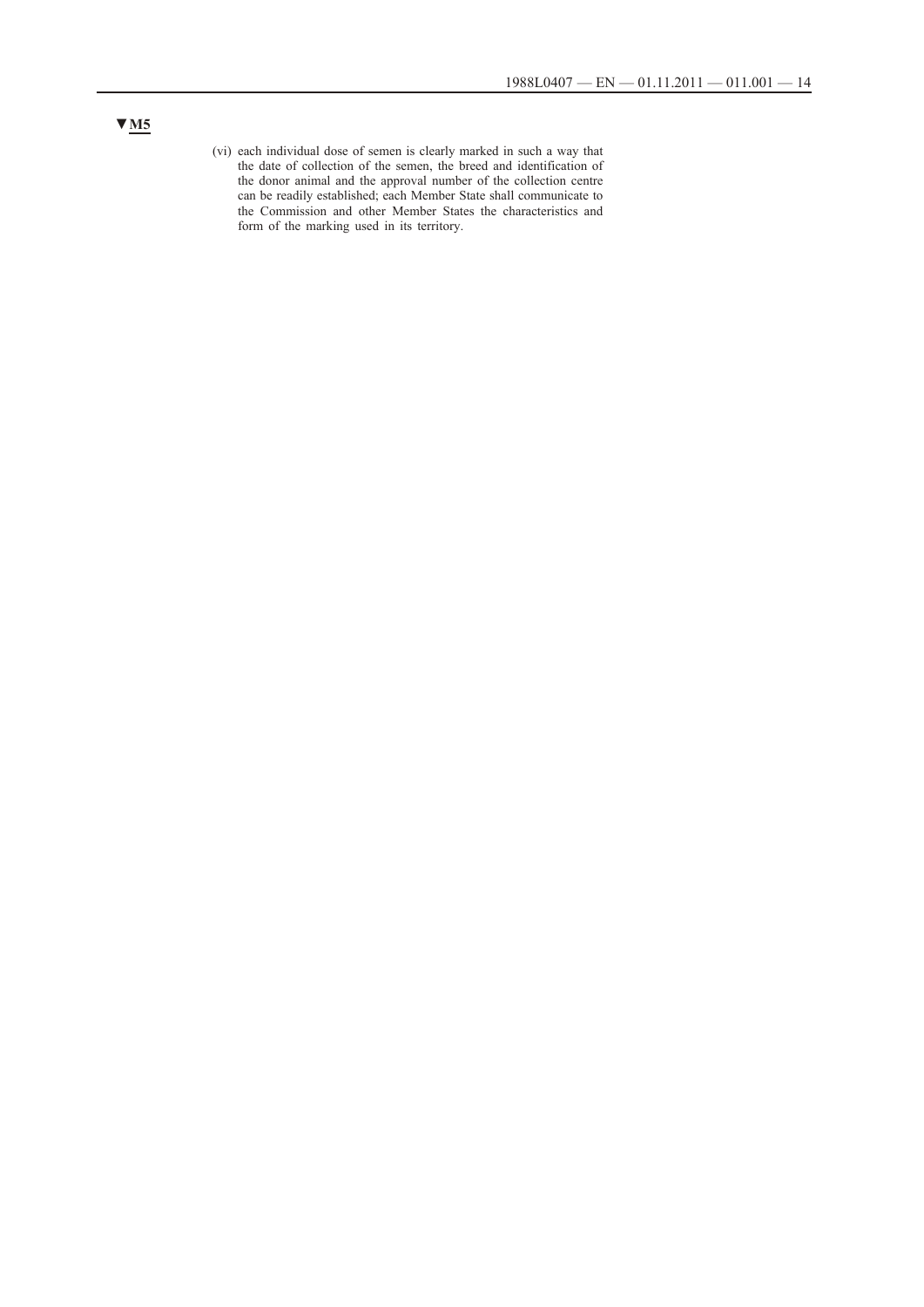▼M5

(vi) each individual dose of semen is clearly marked in such a way that the date of collection of the semen, the breed and identification of the donor animal and the approval number of the collection centre can be readily established; each Member State shall communicate to the Commission and other Member States the characteristics and form of the marking used in its territory.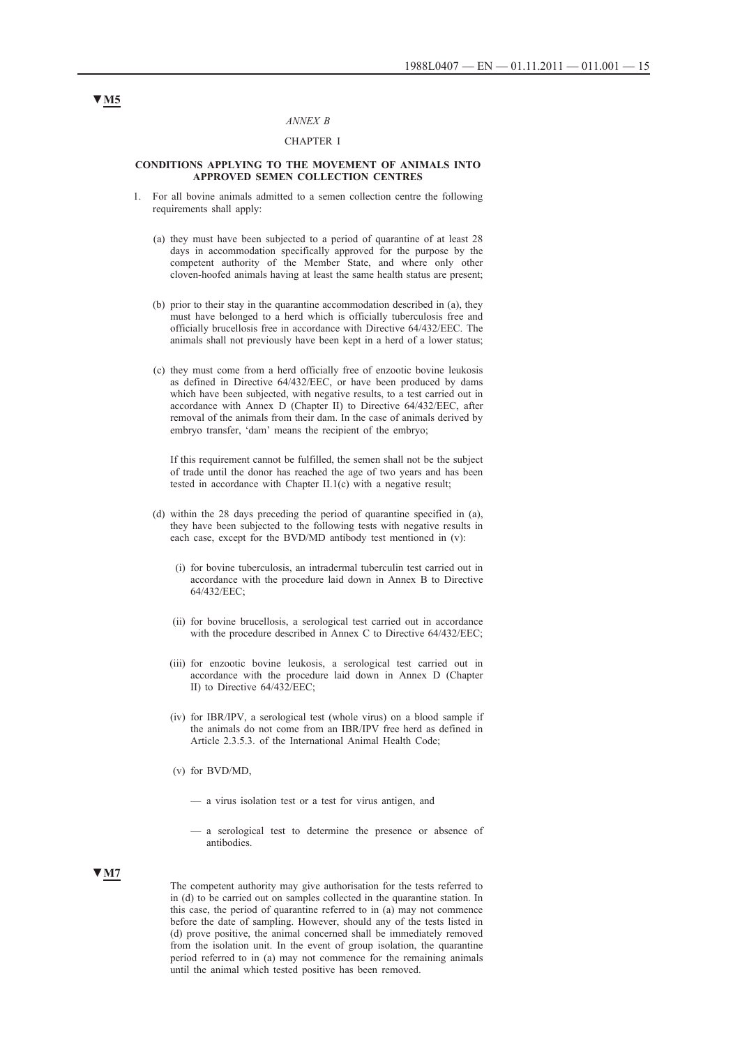▼M5

*ANNEX B*

CHAPTER I

**CONDITIONS APPLYING TO THE MOVEMENT OF ANIMALS INTO APPROVED SEMEN COLLECTION CENTRES**

1. For all bovine animals admitted to a semen collection centre the following requirements shall apply:

   (a) they must have been subjected to a period of quarantine of at least 28 days in accommodation specifically approved for the purpose by the competent authority of the Member State, and where only other cloven-hoofed animals having at least the same health status are present;

   (b) prior to their stay in the quarantine accommodation described in (a), they must have belonged to a herd which is officially tuberculosis free and officially brucellosis free in accordance with Directive 64/432/EEC. The animals shall not previously have been kept in a herd of a lower status;

   (c) they must come from a herd officially free of enzootic bovine leukosis as defined in Directive 64/432/EEC, or have been produced by dams which have been subjected, with negative results, to a test carried out in accordance with Annex D (Chapter II) to Directive 64/432/EEC, after removal of the animals from their dam. In the case of animals derived by embryo transfer, 'dam' means the recipient of the embryo;

   If this requirement cannot be fulfilled, the semen shall not be the subject of trade until the donor has reached the age of two years and has been tested in accordance with Chapter II.1(c) with a negative result;

   (d) within the 28 days preceding the period of quarantine specified in (a), they have been subjected to the following tests with negative results in each case, except for the BVD/MD antibody test mentioned in (v):

      (i) for bovine tuberculosis, an intradermal tuberculin test carried out in accordance with the procedure laid down in Annex B to Directive 64/432/EEC;

      (ii) for bovine brucellosis, a serological test carried out in accordance with the procedure described in Annex C to Directive 64/432/EEC;

      (iii) for enzootic bovine leukosis, a serological test carried out in accordance with the procedure laid down in Annex D (Chapter II) to Directive 64/432/EEC;

      (iv) for IBR/IPV, a serological test (whole virus) on a blood sample if the animals do not come from an IBR/IPV free herd as defined in Article 2.3.5.3. of the International Animal Health Code;

      (v) for BVD/MD,

         — a virus isolation test or a test for virus antigen, and

         — a serological test to determine the presence or absence of antibodies.

▼M7

The competent authority may give authorisation for the tests referred to in (d) to be carried out on samples collected in the quarantine station. In this case, the period of quarantine referred to in (a) may not commence before the date of sampling. However, should any of the tests listed in (d) prove positive, the animal concerned shall be immediately removed from the isolation unit. In the event of group isolation, the quarantine period referred to in (a) may not commence for the remaining animals until the animal which tested positive has been removed.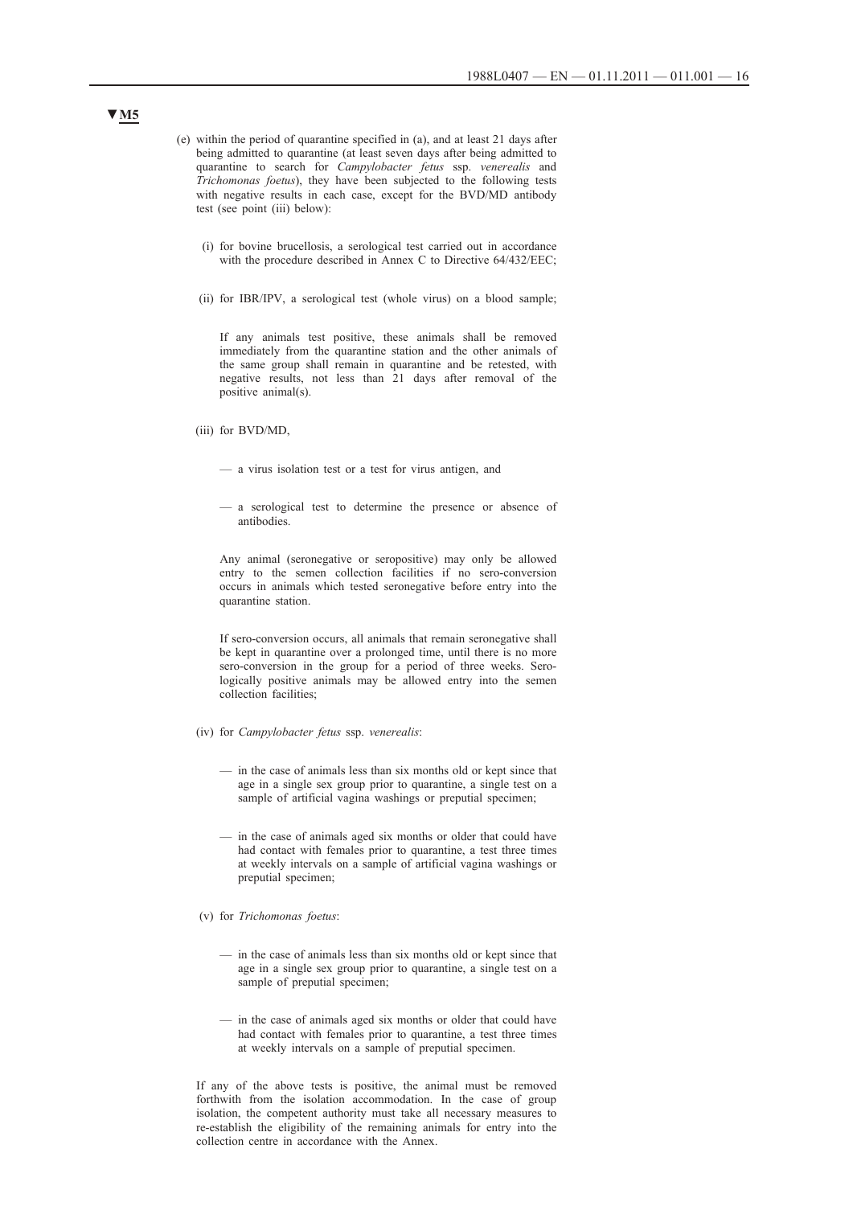**▼M5**

(e) within the period of quarantine specified in (a), and at least 21 days after being admitted to quarantine (at least seven days after being admitted to quarantine to search for *Campylobacter fetus* ssp. *venerealis* and *Trichomonas foetus*), they have been subjected to the following tests with negative results in each case, except for the BVD/MD antibody test (see point (iii) below):

(i) for bovine brucellosis, a serological test carried out in accordance with the procedure described in Annex C to Directive 64/432/EEC;

(ii) for IBR/IPV, a serological test (whole virus) on a blood sample;

If any animals test positive, these animals shall be removed immediately from the quarantine station and the other animals of the same group shall remain in quarantine and be retested, with negative results, not less than 21 days after removal of the positive animal(s).

(iii) for BVD/MD,

— a virus isolation test or a test for virus antigen, and

— a serological test to determine the presence or absence of antibodies.

Any animal (seronegative or seropositive) may only be allowed entry to the semen collection facilities if no sero-conversion occurs in animals which tested seronegative before entry into the quarantine station.

If sero-conversion occurs, all animals that remain seronegative shall be kept in quarantine over a prolonged time, until there is no more sero-conversion in the group for a period of three weeks. Serologically positive animals may be allowed entry into the semen collection facilities;

(iv) for *Campylobacter fetus* ssp. *venerealis*:

— in the case of animals less than six months old or kept since that age in a single sex group prior to quarantine, a single test on a sample of artificial vagina washings or preputial specimen;

— in the case of animals aged six months or older that could have had contact with females prior to quarantine, a test three times at weekly intervals on a sample of artificial vagina washings or preputial specimen;

(v) for *Trichomonas foetus*:

— in the case of animals less than six months old or kept since that age in a single sex group prior to quarantine, a single test on a sample of preputial specimen;

— in the case of animals aged six months or older that could have had contact with females prior to quarantine, a test three times at weekly intervals on a sample of preputial specimen.

If any of the above tests is positive, the animal must be removed forthwith from the isolation accommodation. In the case of group isolation, the competent authority must take all necessary measures to re-establish the eligibility of the remaining animals for entry into the collection centre in accordance with the Annex.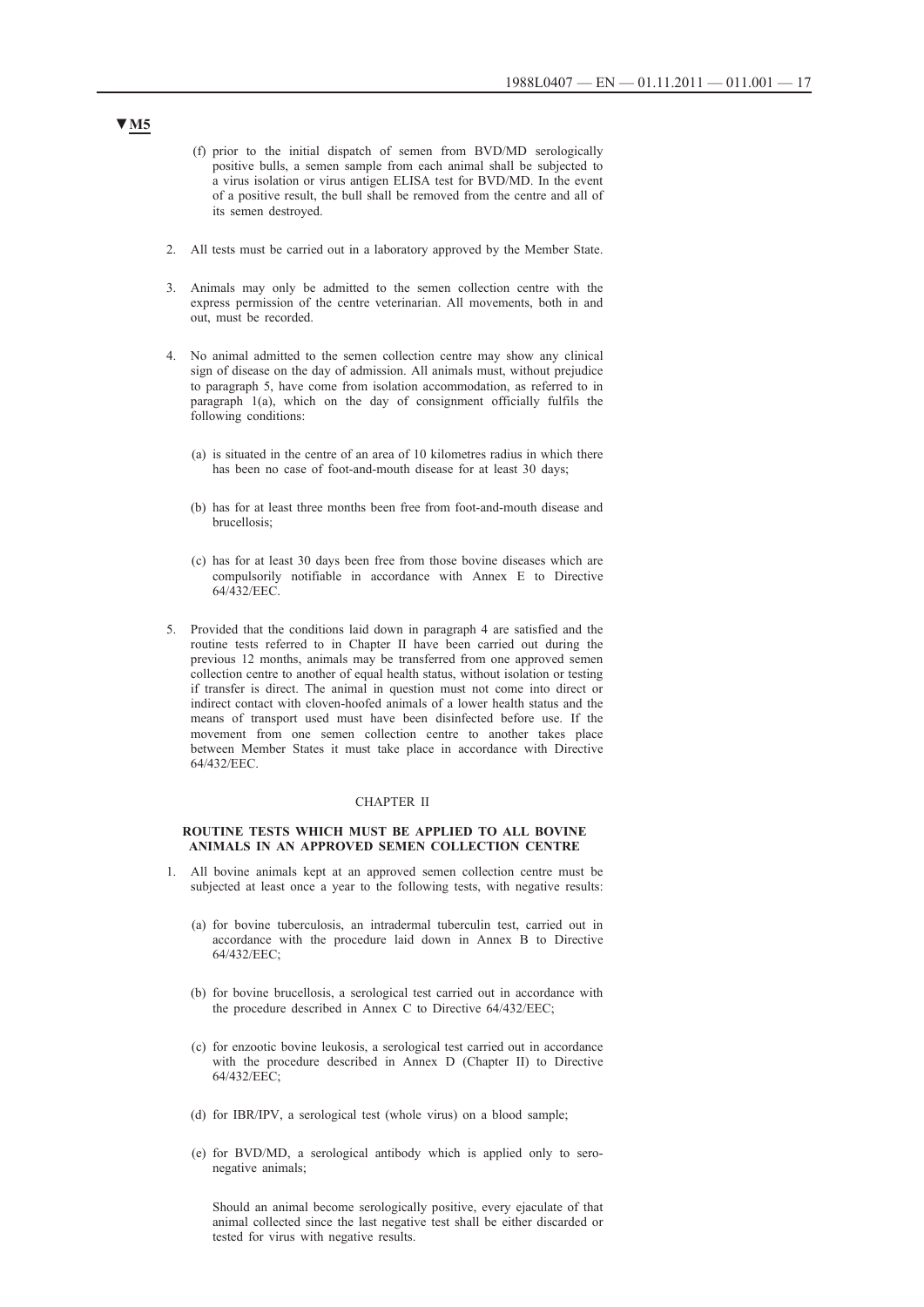▼M5

(f) prior to the initial dispatch of semen from BVD/MD serologically positive bulls, a semen sample from each animal shall be subjected to a virus isolation or virus antigen ELISA test for BVD/MD. In the event of a positive result, the bull shall be removed from the centre and all of its semen destroyed.

2. All tests must be carried out in a laboratory approved by the Member State.

3. Animals may only be admitted to the semen collection centre with the express permission of the centre veterinarian. All movements, both in and out, must be recorded.

4. No animal admitted to the semen collection centre may show any clinical sign of disease on the day of admission. All animals must, without prejudice to paragraph 5, have come from isolation accommodation, as referred to in paragraph 1(a), which on the day of consignment officially fulfils the following conditions:

   (a) is situated in the centre of an area of 10 kilometres radius in which there has been no case of foot-and-mouth disease for at least 30 days;

   (b) has for at least three months been free from foot-and-mouth disease and brucellosis;

   (c) has for at least 30 days been free from those bovine diseases which are compulsorily notifiable in accordance with Annex E to Directive 64/432/EEC.

5. Provided that the conditions laid down in paragraph 4 are satisfied and the routine tests referred to in Chapter II have been carried out during the previous 12 months, animals may be transferred from one approved semen collection centre to another of equal health status, without isolation or testing if transfer is direct. The animal in question must not come into direct or indirect contact with cloven-hoofed animals of a lower health status and the means of transport used must have been disinfected before use. If the movement from one semen collection centre to another takes place between Member States it must take place in accordance with Directive 64/432/EEC.

CHAPTER II

**ROUTINE TESTS WHICH MUST BE APPLIED TO ALL BOVINE ANIMALS IN AN APPROVED SEMEN COLLECTION CENTRE**

1. All bovine animals kept at an approved semen collection centre must be subjected at least once a year to the following tests, with negative results:

   (a) for bovine tuberculosis, an intradermal tuberculin test, carried out in accordance with the procedure laid down in Annex B to Directive 64/432/EEC;

   (b) for bovine brucellosis, a serological test carried out in accordance with the procedure described in Annex C to Directive 64/432/EEC;

   (c) for enzootic bovine leukosis, a serological test carried out in accordance with the procedure described in Annex D (Chapter II) to Directive 64/432/EEC;

   (d) for IBR/IPV, a serological test (whole virus) on a blood sample;

   (e) for BVD/MD, a serological antibody which is applied only to sero-negative animals;

   Should an animal become serologically positive, every ejaculate of that animal collected since the last negative test shall be either discarded or tested for virus with negative results.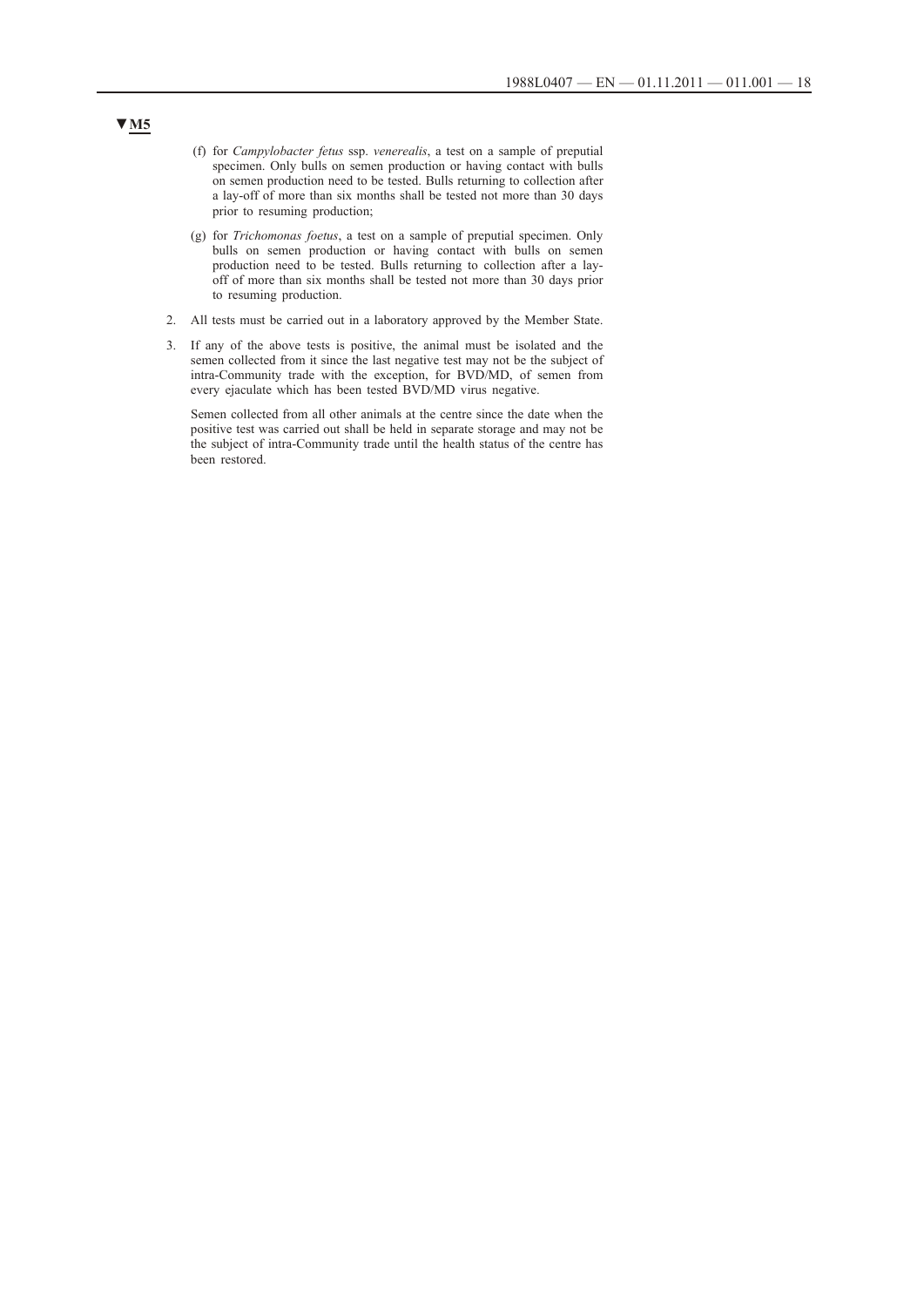**▼M5**

(f) for *Campylobacter fetus* ssp. *venerealis*, a test on a sample of preputial specimen. Only bulls on semen production or having contact with bulls on semen production need to be tested. Bulls returning to collection after a lay-off of more than six months shall be tested not more than 30 days prior to resuming production;

(g) for *Trichomonas foetus*, a test on a sample of preputial specimen. Only bulls on semen production or having contact with bulls on semen production need to be tested. Bulls returning to collection after a lay-off of more than six months shall be tested not more than 30 days prior to resuming production.

2. All tests must be carried out in a laboratory approved by the Member State.

3. If any of the above tests is positive, the animal must be isolated and the semen collected from it since the last negative test may not be the subject of intra-Community trade with the exception, for BVD/MD, of semen from every ejaculate which has been tested BVD/MD virus negative.

   Semen collected from all other animals at the centre since the date when the positive test was carried out shall be held in separate storage and may not be the subject of intra-Community trade until the health status of the centre has been restored.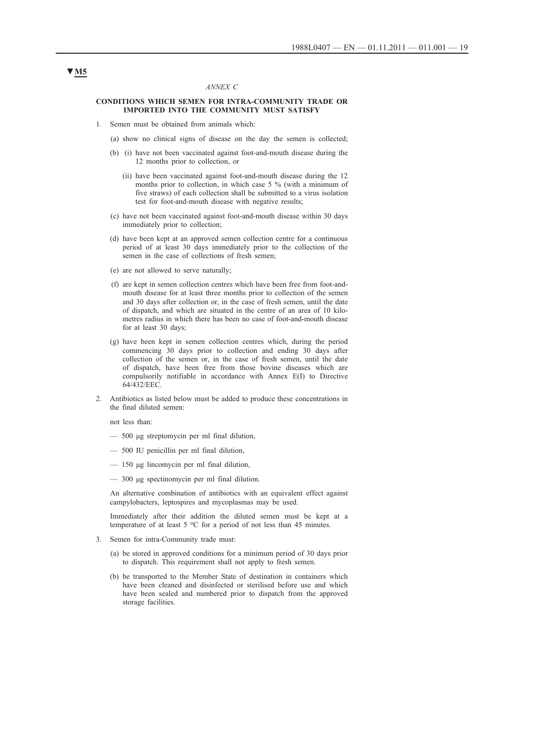▼M5

*ANNEX C*

**CONDITIONS WHICH SEMEN FOR INTRA-COMMUNITY TRADE OR IMPORTED INTO THE COMMUNITY MUST SATISFY**

1. Semen must be obtained from animals which:

   (a) show no clinical signs of disease on the day the semen is collected;

   (b) (i) have not been vaccinated against foot-and-mouth disease during the 12 months prior to collection, or

   (ii) have been vaccinated against foot-and-mouth disease during the 12 months prior to collection, in which case 5 % (with a minimum of five straws) of each collection shall be submitted to a virus isolation test for foot-and-mouth disease with negative results;

   (c) have not been vaccinated against foot-and-mouth disease within 30 days immediately prior to collection;

   (d) have been kept at an approved semen collection centre for a continuous period of at least 30 days immediately prior to the collection of the semen in the case of collections of fresh semen;

   (e) are not allowed to serve naturally;

   (f) are kept in semen collection centres which have been free from foot-and-mouth disease for at least three months prior to collection of the semen and 30 days after collection or, in the case of fresh semen, until the date of dispatch, and which are situated in the centre of an area of 10 kilometres radius in which there has been no case of foot-and-mouth disease for at least 30 days;

   (g) have been kept in semen collection centres which, during the period commencing 30 days prior to collection and ending 30 days after collection of the semen or, in the case of fresh semen, until the date of dispatch, have been free from those bovine diseases which are compulsorily notifiable in accordance with Annex E(I) to Directive 64/432/EEC.

2. Antibiotics as listed below must be added to produce these concentrations in the final diluted semen:

   not less than:

   — 500 μg streptomycin per ml final dilution,

   — 500 IU penicillin per ml final dilution,

   — 150 μg lincomycin per ml final dilution,

   — 300 μg spectinomycin per ml final dilution.

   An alternative combination of antibiotics with an equivalent effect against campylobacters, leptospires and mycoplasmas may be used.

   Immediately after their addition the diluted semen must be kept at a temperature of at least 5 °C for a period of not less than 45 minutes.

3. Semen for intra-Community trade must:

   (a) be stored in approved conditions for a minimum period of 30 days prior to dispatch. This requirement shall not apply to fresh semen.

   (b) be transported to the Member State of destination in containers which have been cleaned and disinfected or sterilised before use and which have been sealed and numbered prior to dispatch from the approved storage facilities.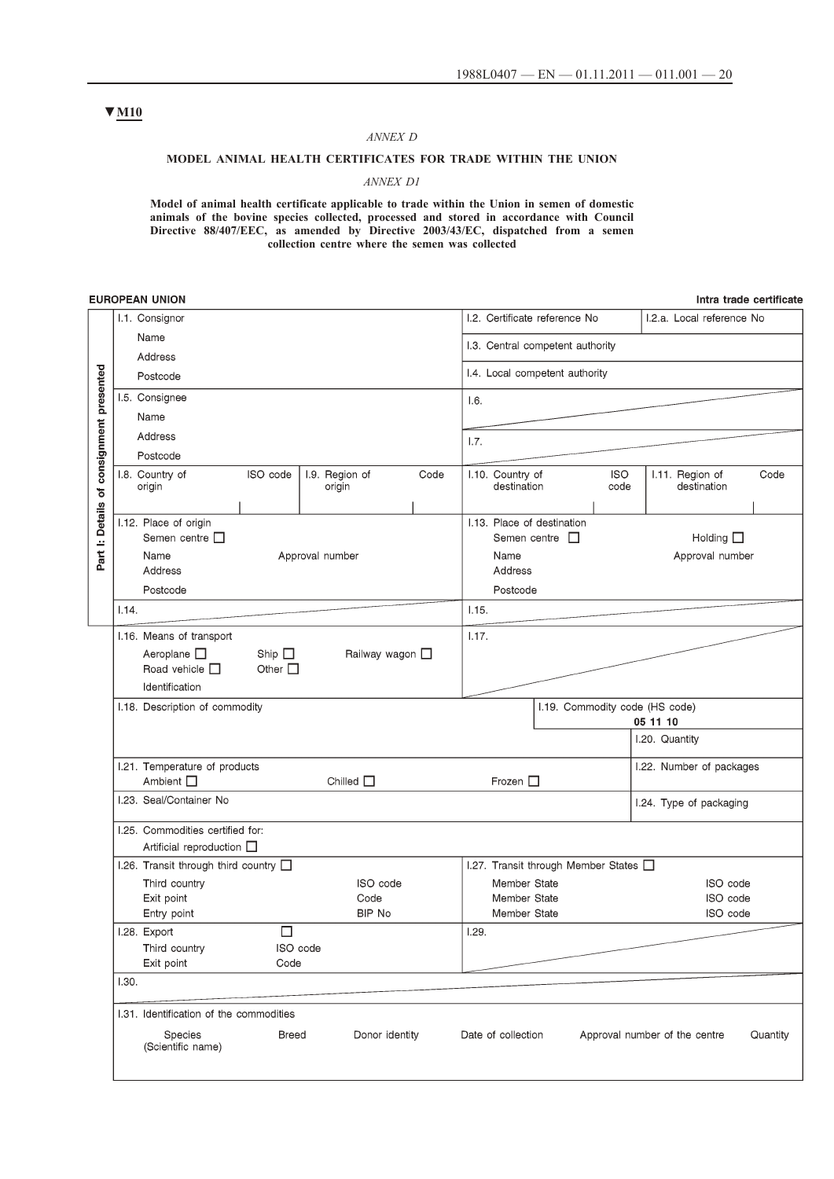▼**M10**

*ANNEX D*

**MODEL ANIMAL HEALTH CERTIFICATES FOR TRADE WITHIN THE UNION**

*ANNEX D1*

**Model of animal health certificate applicable to trade within the Union in semen of domestic animals of the bovine species collected, processed and stored in accordance with Council Directive 88/407/EEC, as amended by Directive 2003/43/EC, dispatched from a semen collection centre where the semen was collected**

**EUROPEAN UNION** — **Intra trade certificate**

**Part I: Details of consignment presented**

| | | | |
|---|---|---|---|
| I.1. Consignor<br>Name<br>Address<br>Postcode | | I.2. Certificate reference No | I.2.a. Local reference No |
| | | I.3. Central competent authority | |
| | | I.4. Local competent authority | |
| I.5. Consignee<br>Name<br>Address<br>Postcode | | I.6. | |
| | | I.7. | |
| I.8. Country of origin — ISO code | I.9. Region of origin — Code | I.10. Country of destination — ISO code | I.11. Region of destination — Code |
| I.12. Place of origin<br>Semen centre ☐<br>Name — Approval number<br>Address<br>Postcode | | I.13. Place of destination<br>Semen centre ☐ — Holding ☐<br>Name — Approval number<br>Address<br>Postcode | |
| I.14. | | I.15. | |
| I.16. Means of transport<br>Aeroplane ☐ Ship ☐ Railway wagon ☐<br>Road vehicle ☐ Other ☐<br>Identification | | I.17. | |
| I.18. Description of commodity | | I.19. Commodity code (HS code)<br>**05 11 10** | |
| | | | I.20. Quantity |
| I.21. Temperature of products<br>Ambient ☐ Chilled ☐ Frozen ☐ | | | I.22. Number of packages |
| I.23. Seal/Container No | | | I.24. Type of packaging |
| I.25. Commodities certified for:<br>Artificial reproduction ☐ | | | |
| I.26. Transit through third country ☐<br>Third country — ISO code<br>Exit point — Code<br>Entry point — BIP No | | I.27. Transit through Member States ☐<br>Member State — ISO code<br>Member State — ISO code<br>Member State — ISO code | |
| I.28. Export ☐<br>Third country — ISO code<br>Exit point — Code | | I.29. | |
| I.30. | | | |

I.31. Identification of the commodities

| Species (Scientific name) | Breed | Donor identity | Date of collection | Approval number of the centre | Quantity |
|---|---|---|---|---|---|
| | | | | | |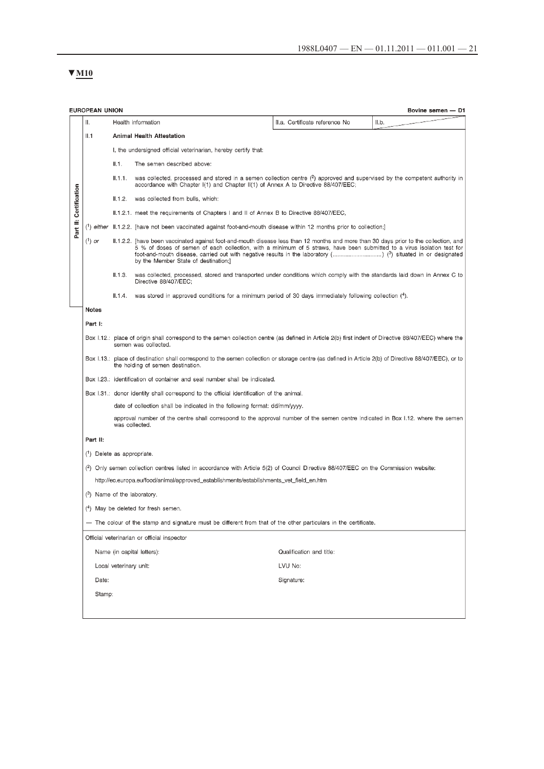▼**M10**

**EUROPEAN UNION** **Bovine semen — D1**

| Part II: Certification | | | |
|---|---|---|---|
| II. | Health information | II.a. Certificate reference No | II.b. |

**II.1 Animal Health Attestation**

I, the undersigned official veterinarian, hereby certify that:

II.1. The semen described above:

II.1.1. was collected, processed and stored in a semen collection centre (2) approved and supervised by the competent authority in accordance with Chapter I(1) and Chapter II(1) of Annex A to Directive 88/407/EEC;

II.1.2. was collected from bulls, which:

II.1.2.1. meet the requirements of Chapters I and II of Annex B to Directive 88/407/EEC,

(1) *either* II.1.2.2. [have not been vaccinated against foot-and-mouth disease within 12 months prior to collection;]

(1) *or* II.1.2.2. [have been vaccinated against foot-and-mouth disease less than 12 months and more than 30 days prior to the collection, and 5 % of doses of semen of each collection, with a minimum of 5 straws, have been submitted to a virus isolation test for foot-and-mouth disease, carried out with negative results in the laboratory (..............................) (3) situated in or designated by the Member State of destination;]

II.1.3. was collected, processed, stored and transported under conditions which comply with the standards laid down in Annex C to Directive 88/407/EEC;

II.1.4. was stored in approved conditions for a minimum period of 30 days immediately following collection (4).

**Notes**

**Part I:**

Box I.12.: place of origin shall correspond to the semen collection centre (as defined in Article 2(b) first indent of Directive 88/407/EEC) where the semen was collected.

Box I.13.: place of destination shall correspond to the semen collection or storage centre (as defined in Article 2(b) of Directive 88/407/EEC), or to the holding of semen destination.

Box I.23.: identification of container and seal number shall be indicated.

Box I.31.: donor identity shall correspond to the official identification of the animal.

date of collection shall be indicated in the following format: dd/mm/yyyy.

approval number of the centre shall correspond to the approval number of the semen centre indicated in Box I.12. where the semen was collected.

**Part II:**

(1) Delete as appropriate.

(2) Only semen collection centres listed in accordance with Article 5(2) of Council Directive 88/407/EEC on the Commission website:

http://ec.europa.eu/food/animal/approved_establishments/establishments_vet_field_en.htm

(3) Name of the laboratory.

(4) May be deleted for fresh semen.

— The colour of the stamp and signature must be different from that of the other particulars in the certificate.

Official veterinarian or official inspector

| | |
|---|---|
| Name (in capital letters): | Qualification and title: |
| Local veterinary unit: | LVU No: |
| Date: | Signature: |
| Stamp: | |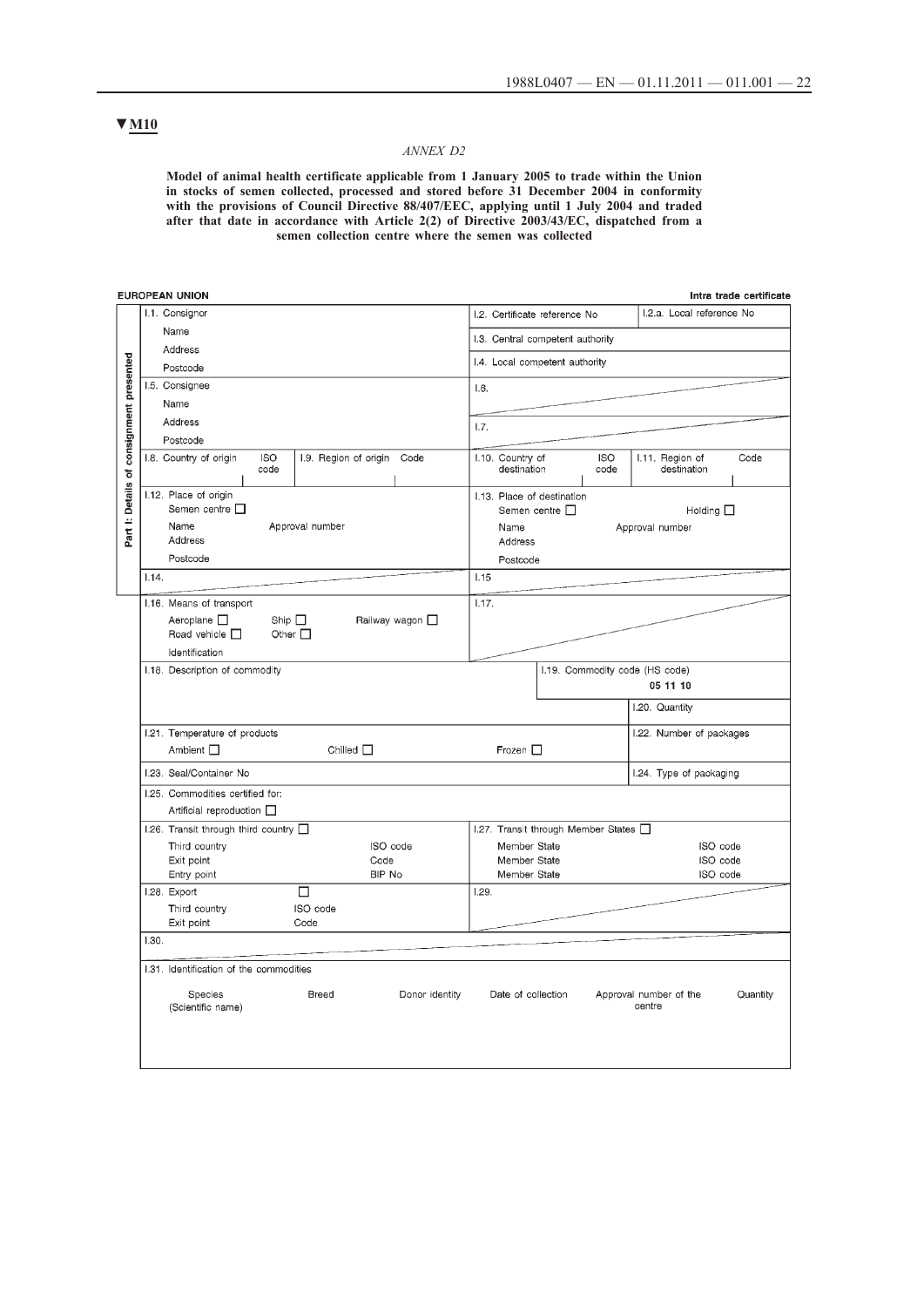▼M10

*ANNEX D2*

**Model of animal health certificate applicable from 1 January 2005 to trade within the Union in stocks of semen collected, processed and stored before 31 December 2004 in conformity with the provisions of Council Directive 88/407/EEC, applying until 1 July 2004 and traded after that date in accordance with Article 2(2) of Directive 2003/43/EC, dispatched from a semen collection centre where the semen was collected**

**EUROPEAN UNION** — **Intra trade certificate**

**Part I: Details of consignment presented**

| | |
|---|---|
| I.1. Consignor<br>Name<br>Address<br>Postcode | I.2. Certificate reference No / I.2.a. Local reference No<br>I.3. Central competent authority<br>I.4. Local competent authority |
| I.5. Consignee<br>Name<br>Address<br>Postcode | I.6.<br>I.7. |
| I.8. Country of origin — ISO code / I.9. Region of origin — Code | I.10. Country of destination — ISO code / I.11. Region of destination — Code |
| I.12. Place of origin<br>Semen centre ☐<br>Name — Approval number<br>Address<br>Postcode | I.13. Place of destination<br>Semen centre ☐ — Holding ☐<br>Name — Approval number<br>Address<br>Postcode |
| I.14. | I.15 |
| I.16. Means of transport<br>Aeroplane ☐ Ship ☐ Railway wagon ☐<br>Road vehicle ☐ Other ☐<br>Identification | I.17. |
| I.18. Description of commodity | I.19. Commodity code (HS code)<br>05 11 10<br>I.20. Quantity |
| I.21. Temperature of products<br>Ambient ☐ Chilled ☐ Frozen ☐ | I.22. Number of packages |
| I.23. Seal/Container No | I.24. Type of packaging |
| I.25. Commodities certified for:<br>Artificial reproduction ☐ | |
| I.26. Transit through third country ☐<br>Third country — ISO code<br>Exit point — Code<br>Entry point — BIP No | I.27. Transit through Member States ☐<br>Member State — ISO code<br>Member State — ISO code<br>Member State — ISO code |
| I.28. Export ☐<br>Third country — ISO code<br>Exit point — Code | I.29. |
| I.30. | |

I.31. Identification of the commodities

| Species (Scientific name) | Breed | Donor identity | Date of collection | Approval number of the centre | Quantity |
|---|---|---|---|---|---|
| | | | | | |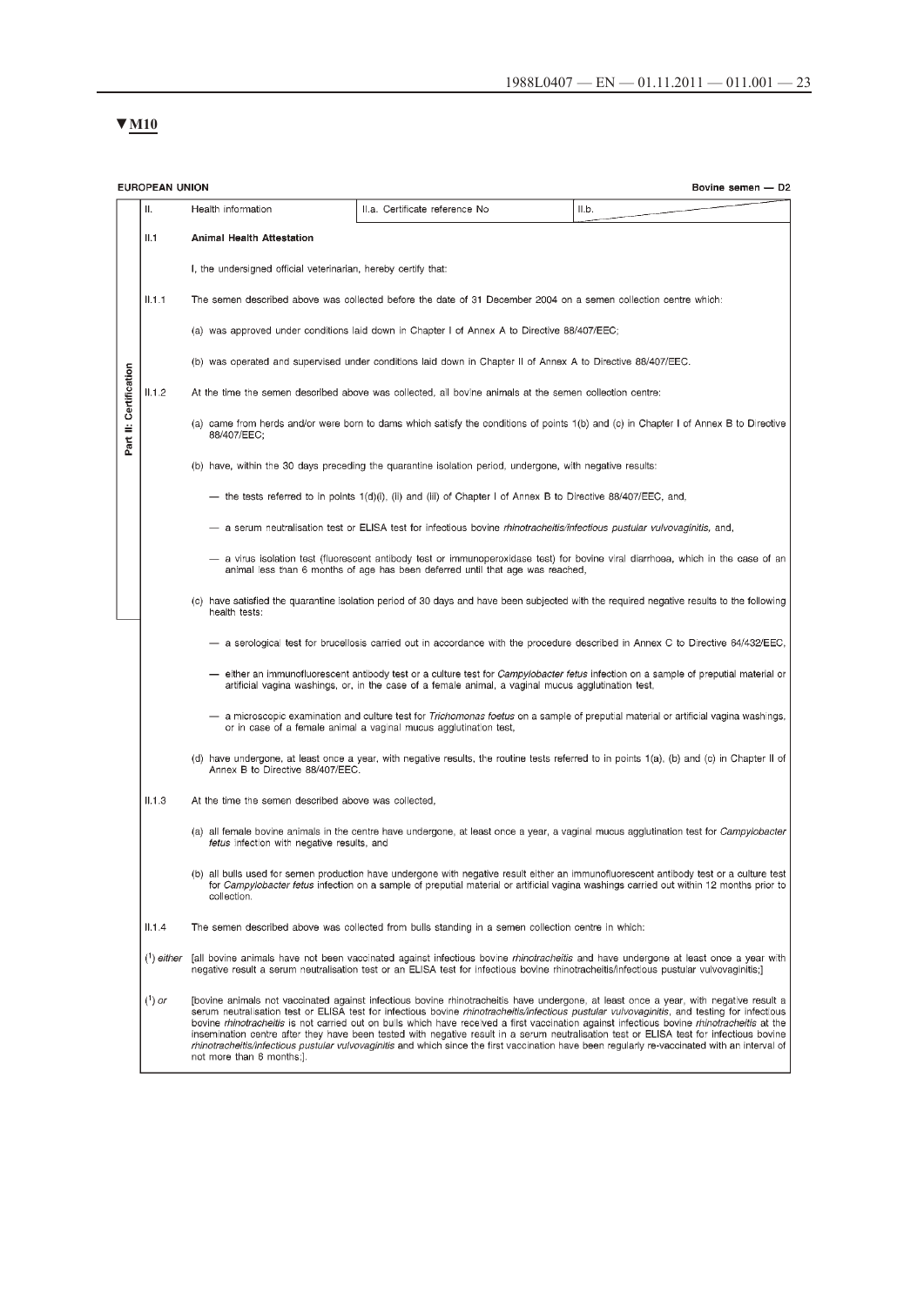▼M10

EUROPEAN UNION — Bovine semen — D2

Part II: Certification

| II. | Health information | II.a. Certificate reference No | II.b. |
|---|---|---|---|

**II.1 Animal Health Attestation**

I, the undersigned official veterinarian, hereby certify that:

II.1.1 The semen described above was collected before the date of 31 December 2004 on a semen collection centre which:

(a) was approved under conditions laid down in Chapter I of Annex A to Directive 88/407/EEC;

(b) was operated and supervised under conditions laid down in Chapter II of Annex A to Directive 88/407/EEC.

II.1.2 At the time the semen described above was collected, all bovine animals at the semen collection centre:

(a) came from herds and/or were born to dams which satisfy the conditions of points 1(b) and (c) in Chapter I of Annex B to Directive 88/407/EEC;

(b) have, within the 30 days preceding the quarantine isolation period, undergone, with negative results:

— the tests referred to in points 1(d)(i), (ii) and (iii) of Chapter I of Annex B to Directive 88/407/EEC, and,

— a serum neutralisation test or ELISA test for infectious bovine *rhinotracheitis/infectious pustular vulvovaginitis,* and,

— a virus isolation test (fluorescent antibody test or immunoperoxidase test) for bovine viral diarrhoea, which in the case of an animal less than 6 months of age has been deferred until that age was reached,

(c) have satisfied the quarantine isolation period of 30 days and have been subjected with the required negative results to the following health tests:

— a serological test for brucellosis carried out in accordance with the procedure described in Annex C to Directive 64/432/EEC,

— either an immunofluorescent antibody test or a culture test for *Campylobacter fetus* infection on a sample of preputial material or artificial vagina washings, or, in the case of a female animal, a vaginal mucus agglutination test,

— a microscopic examination and culture test for *Trichomonas foetus* on a sample of preputial material or artificial vagina washings, or in case of a female animal a vaginal mucus agglutination test,

(d) have undergone, at least once a year, with negative results, the routine tests referred to in points 1(a), (b) and (c) in Chapter II of Annex B to Directive 88/407/EEC.

II.1.3 At the time the semen described above was collected,

(a) all female bovine animals in the centre have undergone, at least once a year, a vaginal mucus agglutination test for *Campylobacter fetus* infection with negative results, and

(b) all bulls used for semen production have undergone with negative result either an immunofluorescent antibody test or a culture test for *Campylobacter fetus* infection on a sample of preputial material or artificial vagina washings carried out within 12 months prior to collection.

II.1.4 The semen described above was collected from bulls standing in a semen collection centre in which:

([1]) *either* [all bovine animals have not been vaccinated against infectious bovine *rhinotracheitis* and have undergone at least once a year with negative result a serum neutralisation test or an ELISA test for infectious bovine rhinotracheitis/infectious pustular vulvovaginitis;]

([1]) *or* [bovine animals not vaccinated against infectious bovine rhinotracheitis have undergone, at least once a year, with negative result a serum neutralisation test or ELISA test for infectious bovine *rhinotracheitis/infectious pustular vulvovaginitis*, and testing for infectious bovine *rhinotracheitis* is not carried out on bulls which have received a first vaccination against infectious bovine *rhinotracheitis* at the insemination centre after they have been tested with negative result in a serum neutralisation test or ELISA test for infectious bovine *rhinotracheitis/infectious pustular vulvovaginitis* and which since the first vaccination have been regularly re-vaccinated with an interval of not more than 6 months;].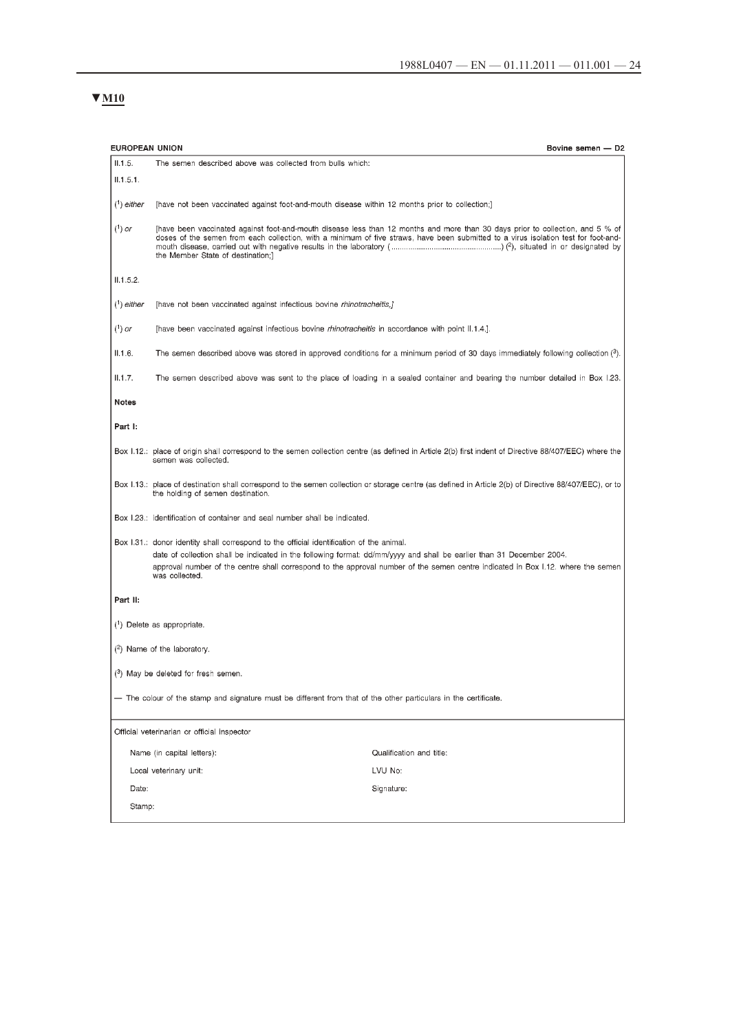▼M10

**EUROPEAN UNION** — **Bovine semen — D2**

II.1.5. The semen described above was collected from bulls which:

II.1.5.1.

(1) *either* [have not been vaccinated against foot-and-mouth disease within 12 months prior to collection;]

(1) *or* [have been vaccinated against foot-and-mouth disease less than 12 months and more than 30 days prior to collection, and 5 % of doses of the semen from each collection, with a minimum of five straws, have been submitted to a virus isolation test for foot-and-mouth disease, carried out with negative results in the laboratory (..................................................) (2), situated in or designated by the Member State of destination;]

II.1.5.2.

(1) *either* [have not been vaccinated against infectious bovine *rhinotracheitis*,]

(1) *or* [have been vaccinated against infectious bovine *rhinotracheitis* in accordance with point II.1.4.].

II.1.6. The semen described above was stored in approved conditions for a minimum period of 30 days immediately following collection (3).

II.1.7. The semen described above was sent to the place of loading in a sealed container and bearing the number detailed in Box I.23.

**Notes**

**Part I:**

Box I.12.: place of origin shall correspond to the semen collection centre (as defined in Article 2(b) first indent of Directive 88/407/EEC) where the semen was collected.

Box I.13.: place of destination shall correspond to the semen collection or storage centre (as defined in Article 2(b) of Directive 88/407/EEC), or to the holding of semen destination.

Box I.23.: identification of container and seal number shall be indicated.

Box I.31.: donor identity shall correspond to the official identification of the animal.
date of collection shall be indicated in the following format: dd/mm/yyyy and shall be earlier than 31 December 2004.
approval number of the centre shall correspond to the approval number of the semen centre indicated in Box I.12. where the semen was collected.

**Part II:**

(1) Delete as appropriate.

(2) Name of the laboratory.

(3) May be deleted for fresh semen.

— The colour of the stamp and signature must be different from that of the other particulars in the certificate.

Official veterinarian or official Inspector

| | |
|---|---|
| Name (in capital letters): | Qualification and title: |
| Local veterinary unit: | LVU No: |
| Date: | Signature: |
| Stamp: | |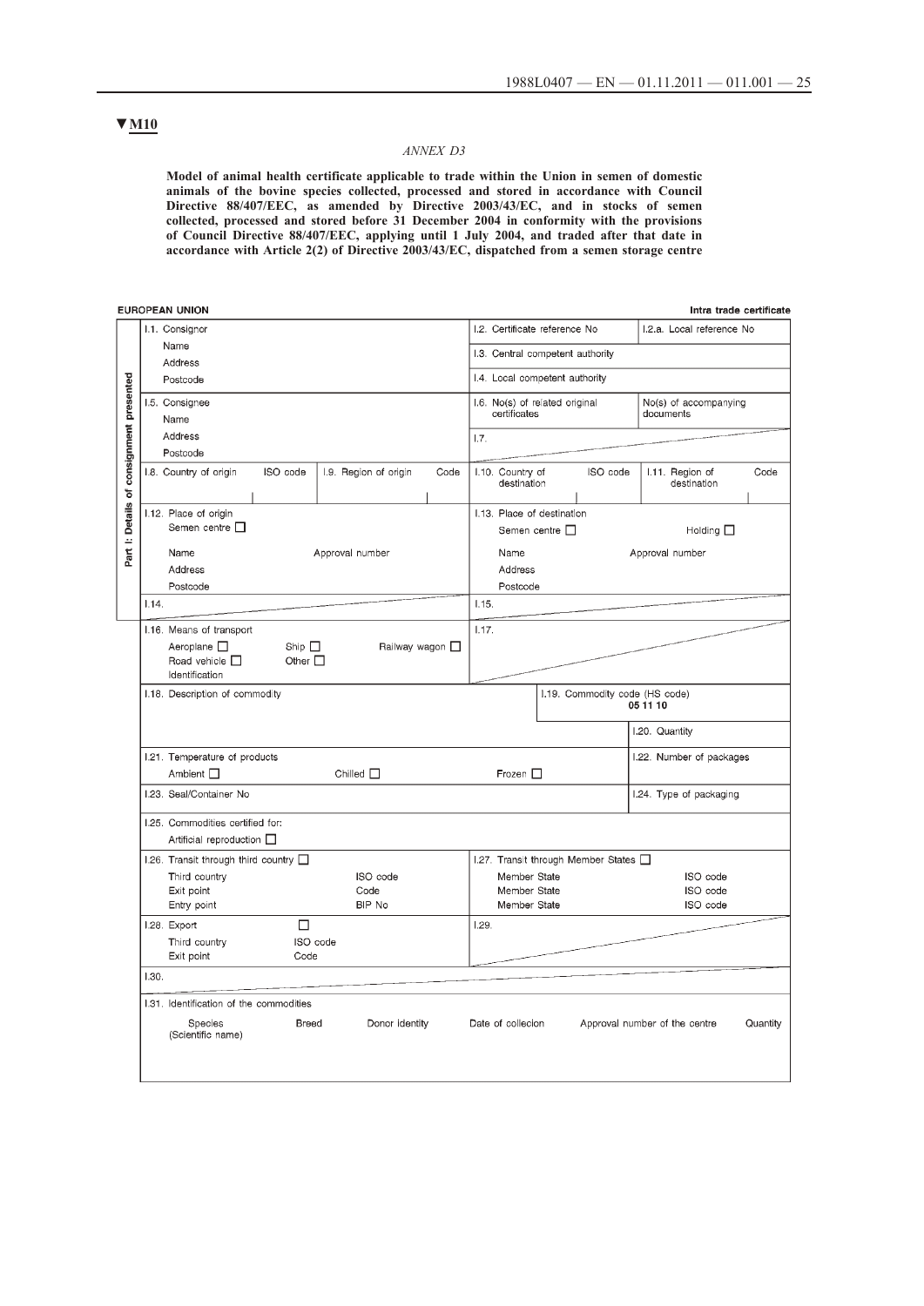▼M10

*ANNEX D3*

**Model of animal health certificate applicable to trade within the Union in semen of domestic animals of the bovine species collected, processed and stored in accordance with Council Directive 88/407/EEC, as amended by Directive 2003/43/EC, and in stocks of semen collected, processed and stored before 31 December 2004 in conformity with the provisions of Council Directive 88/407/EEC, applying until 1 July 2004, and traded after that date in accordance with Article 2(2) of Directive 2003/43/EC, dispatched from a semen storage centre**

**EUROPEAN UNION** — **Intra trade certificate**

**Part I: Details of consignment presented**

| | | | |
|---|---|---|---|
| I.1. Consignor<br>Name<br>Address<br>Postcode | | I.2. Certificate reference No | I.2.a. Local reference No |
| | | I.3. Central competent authority | |
| | | I.4. Local competent authority | |
| I.5. Consignee<br>Name<br>Address<br>Postcode | | I.6. No(s) of related original certificates | No(s) of accompanying documents |
| | | I.7. | |
| I.8. Country of origin — ISO code | I.9. Region of origin — Code | I.10. Country of destination — ISO code | I.11. Region of destination — Code |
| I.12. Place of origin<br>Semen centre ☐<br>Name — Approval number<br>Address<br>Postcode | | I.13. Place of destination<br>Semen centre ☐ — Holding ☐<br>Name — Approval number<br>Address<br>Postcode | |
| I.14. | | I.15. | |
| I.16. Means of transport<br>Aeroplane ☐ Ship ☐ Railway wagon ☐<br>Road vehicle ☐ Other ☐<br>Identification | | I.17. | |
| I.18. Description of commodity | | I.19. Commodity code (HS code)<br>05 11 10 | |
| | | | I.20. Quantity |
| I.21. Temperature of products<br>Ambient ☐ Chilled ☐ Frozen ☐ | | | I.22. Number of packages |
| I.23. Seal/Container No | | | I.24. Type of packaging |
| I.25. Commodities certified for:<br>Artificial reproduction ☐ | | | |
| I.26. Transit through third country ☐<br>Third country — ISO code<br>Exit point — Code<br>Entry point — BIP No | | I.27. Transit through Member States ☐<br>Member State — ISO code<br>Member State — ISO code<br>Member State — ISO code | |
| I.28. Export ☐<br>Third country — ISO code<br>Exit point — Code | | I.29. | |
| I.30. | | | |

I.31. Identification of the commodities

| Species (Scientific name) | Breed | Donor identity | Date of collecion | Approval number of the centre | Quantity |
|---|---|---|---|---|---|
| | | | | | |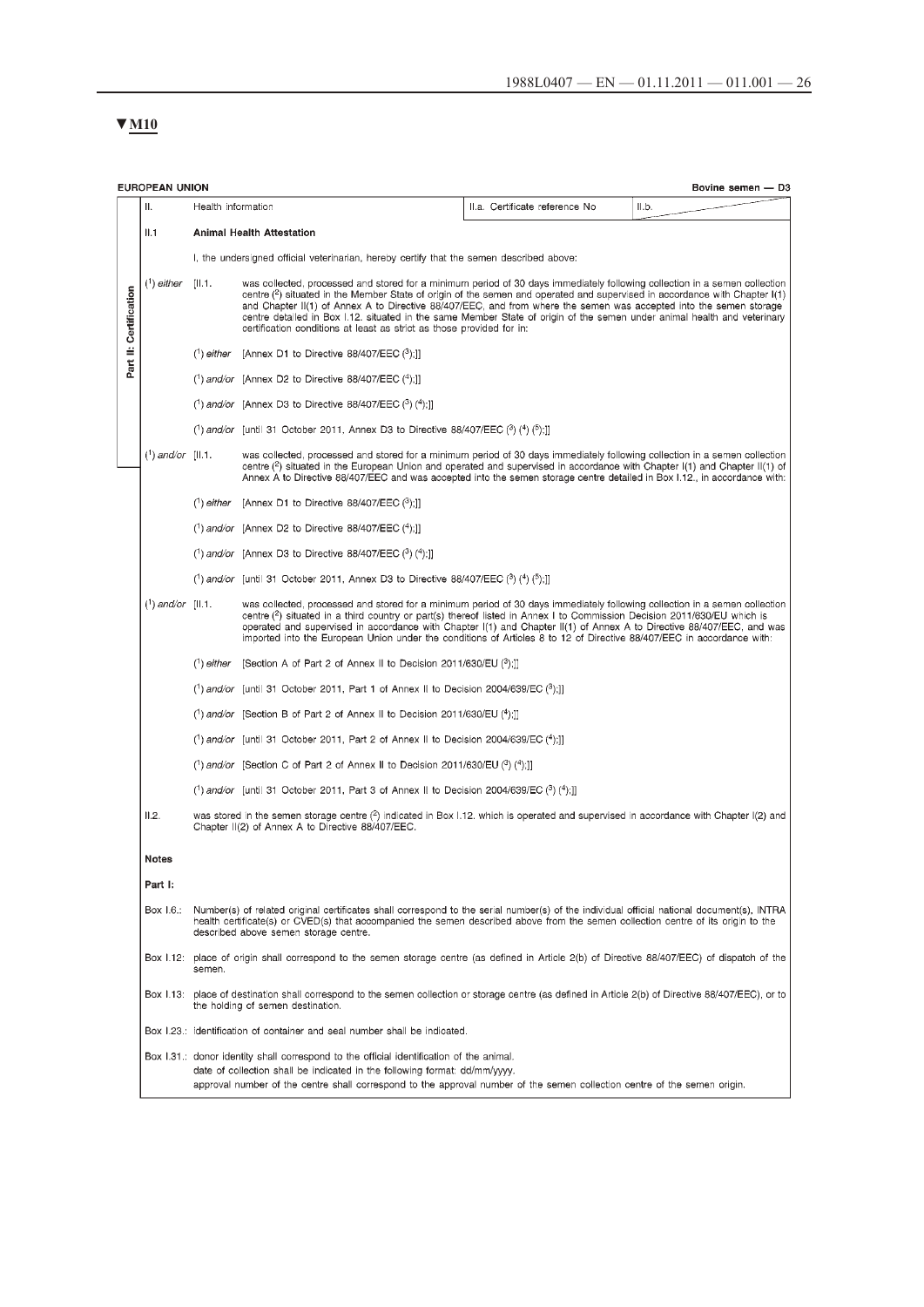▼M10

EUROPEAN UNION | Bovine semen — D3

Part II: Certification

II. Health information | II.a. Certificate reference No | II.b.

II.1 **Animal Health Attestation**

I, the undersigned official veterinarian, hereby certify that the semen described above:

([1]) *either* [II.1. was collected, processed and stored for a minimum period of 30 days immediately following collection in a semen collection centre ([2]) situated in the Member State of origin of the semen and operated and supervised in accordance with Chapter I(1) and Chapter II(1) of Annex A to Directive 88/407/EEC, and from where the semen was accepted into the semen storage centre detailed in Box I.12. situated in the same Member State of origin of the semen under animal health and veterinary certification conditions at least as strict as those provided for in:

([1]) *either* [Annex D1 to Directive 88/407/EEC ([3]);]]

([1]) *and/or* [Annex D2 to Directive 88/407/EEC ([4]);]]

([1]) *and/or* [Annex D3 to Directive 88/407/EEC ([3]) ([4]);]]

([1]) *and/or* [until 31 October 2011, Annex D3 to Directive 88/407/EEC ([3]) ([4]) ([5]);]]

([1]) *and/or* [II.1. was collected, processed and stored for a minimum period of 30 days immediately following collection in a semen collection centre ([2]) situated in the European Union and operated and supervised in accordance with Chapter I(1) and Chapter II(1) of Annex A to Directive 88/407/EEC and was accepted into the semen storage centre detailed in Box I.12., in accordance with:

([1]) *either* [Annex D1 to Directive 88/407/EEC ([3]);]]

([1]) *and/or* [Annex D2 to Directive 88/407/EEC ([4]);]]

([1]) *and/or* [Annex D3 to Directive 88/407/EEC ([3]) ([4]);]]

([1]) *and/or* [until 31 October 2011, Annex D3 to Directive 88/407/EEC ([3]) ([4]) ([5]);]]

([1]) *and/or* [II.1. was collected, processed and stored for a minimum period of 30 days immediately following collection in a semen collection centre ([2]) situated in a third country or part(s) thereof listed in Annex I to Commission Decision 2011/630/EU which is operated and supervised in accordance with Chapter I(1) and Chapter II(1) of Annex A to Directive 88/407/EEC, and was imported into the European Union under the conditions of Articles 8 to 12 of Directive 88/407/EEC in accordance with:

([1]) *either* [Section A of Part 2 of Annex II to Decision 2011/630/EU ([3]);]]

([1]) *and/or* [until 31 October 2011, Part 1 of Annex II to Decision 2004/639/EC ([3]);]]

([1]) *and/or* [Section B of Part 2 of Annex II to Decision 2011/630/EU ([4]);]]

([1]) *and/or* [until 31 October 2011, Part 2 of Annex II to Decision 2004/639/EC ([4]);]]

([1]) *and/or* [Section C of Part 2 of Annex II to Decision 2011/630/EU ([3]) ([4]);]]

([1]) *and/or* [until 31 October 2011, Part 3 of Annex II to Decision 2004/639/EC ([3]) ([4]);]]

II.2. was stored in the semen storage centre ([2]) indicated in Box I.12. which is operated and supervised in accordance with Chapter I(2) and Chapter II(2) of Annex A to Directive 88/407/EEC.

**Notes**

**Part I:**

Box I.6.: Number(s) of related original certificates shall correspond to the serial number(s) of the individual official national document(s), INTRA health certificate(s) or CVED(s) that accompanied the semen described above from the semen collection centre of its origin to the described above semen storage centre.

Box I.12: place of origin shall correspond to the semen storage centre (as defined in Article 2(b) of Directive 88/407/EEC) of dispatch of the semen.

Box I.13: place of destination shall correspond to the semen collection or storage centre (as defined in Article 2(b) of Directive 88/407/EEC), or to the holding of semen destination.

Box I.23.: identification of container and seal number shall be indicated.

Box I.31.: donor identity shall correspond to the official identification of the animal.
date of collection shall be indicated in the following format: dd/mm/yyyy.
approval number of the centre shall correspond to the approval number of the semen collection centre of the semen origin.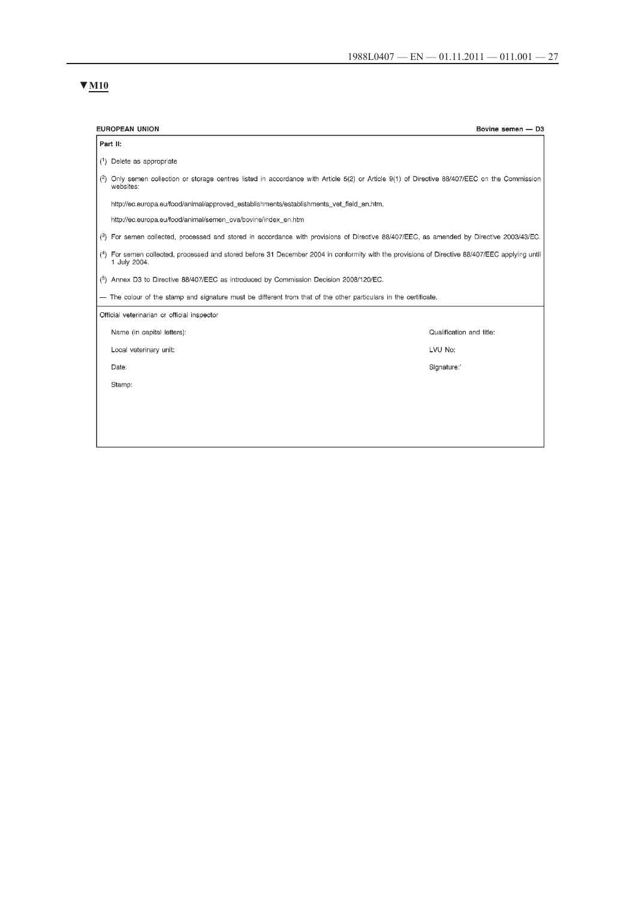▼M10

**EUROPEAN UNION** **Bovine semen — D3**

**Part II:**

([1]) Delete as appropriate

([2]) Only semen collection or storage centres listed in accordance with Article 5(2) or Article 9(1) of Directive 88/407/EEC on the Commission websites:

http://ec.europa.eu/food/animal/approved_establishments/establishments_vet_field_en.htm,

http://ec.europa.eu/food/animal/semen_ova/bovine/index_en.htm

([3]) For semen collected, processed and stored in accordance with provisions of Directive 88/407/EEC, as amended by Directive 2003/43/EC.

([4]) For semen collected, processed and stored before 31 December 2004 in conformity with the provisions of Directive 88/407/EEC applying until 1 July 2004.

([5]) Annex D3 to Directive 88/407/EEC as introduced by Commission Decision 2008/120/EC.

— The colour of the stamp and signature must be different from that of the other particulars in the certificate.

Official veterinarian or official inspector

Name (in capital letters): Qualification and title:

Local veterinary unit: LVU No:

Date: Signature:'

Stamp: